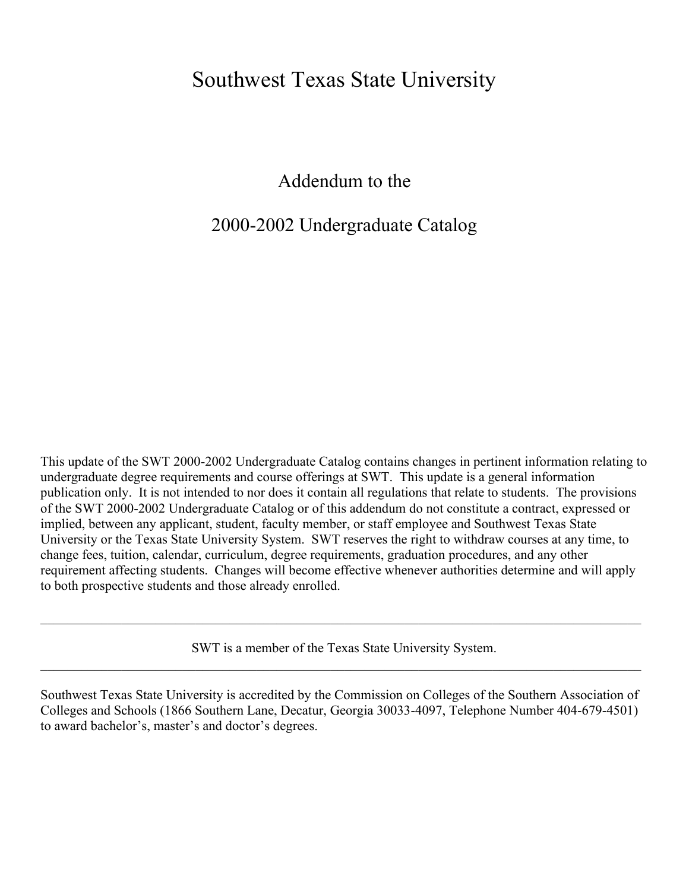# Southwest Texas State University

## Addendum to the

## 2000-2002 Undergraduate Catalog

This update of the SWT 2000-2002 Undergraduate Catalog contains changes in pertinent information relating to undergraduate degree requirements and course offerings at SWT. This update is a general information publication only. It is not intended to nor does it contain all regulations that relate to students. The provisions of the SWT 2000-2002 Undergraduate Catalog or of this addendum do not constitute a contract, expressed or implied, between any applicant, student, faculty member, or staff employee and Southwest Texas State University or the Texas State University System. SWT reserves the right to withdraw courses at any time, to change fees, tuition, calendar, curriculum, degree requirements, graduation procedures, and any other requirement affecting students. Changes will become effective whenever authorities determine and will apply to both prospective students and those already enrolled.

---

SWT is a member of the Texas State University System.

---

Southwest Texas State University is accredited by the Commission on Colleges of the Southern Association of Colleges and Schools (1866 Southern Lane, Decatur, Georgia 30033-4097, Telephone Number 404-679-4501) to award bachelor's, master's and doctor's degrees.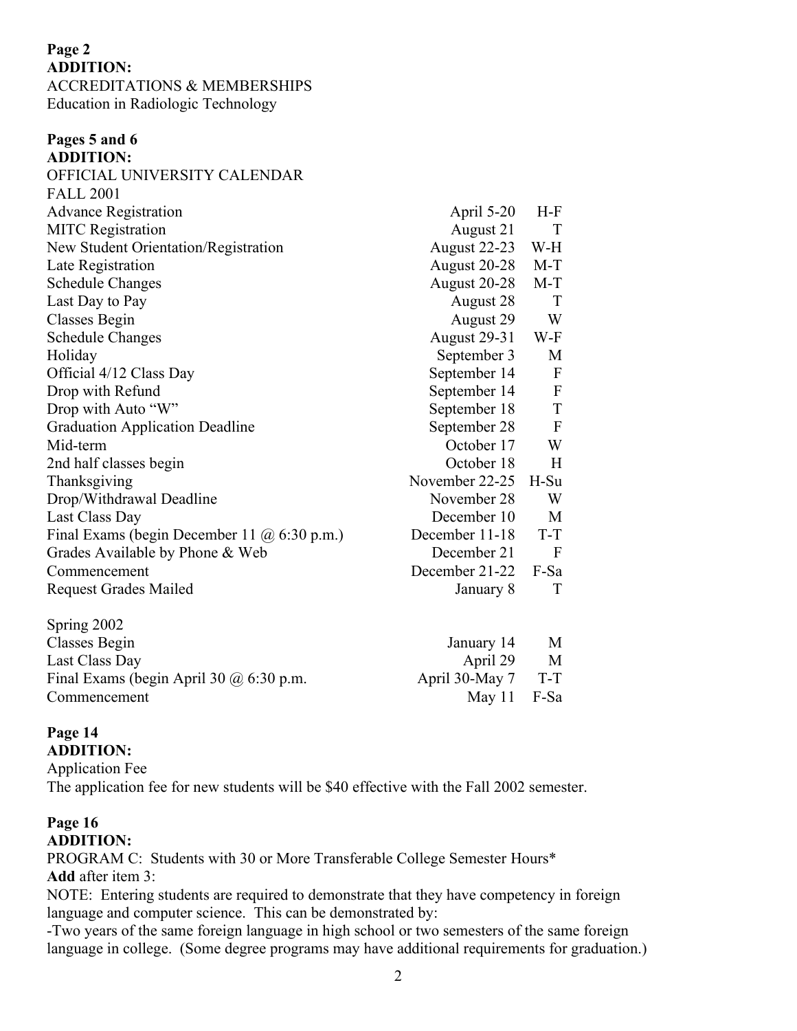**Page 2**
**ADDITION:**
ACCREDITATIONS & MEMBERSHIPS
Education in Radiologic Technology

**Pages 5 and 6**
**ADDITION:**
OFFICIAL UNIVERSITY CALENDAR
FALL 2001

| | | |
|---|---|---|
| Advance Registration | April 5-20 | H-F |
| MITC Registration | August 21 | T |
| New Student Orientation/Registration | August 22-23 | W-H |
| Late Registration | August 20-28 | M-T |
| Schedule Changes | August 20-28 | M-T |
| Last Day to Pay | August 28 | T |
| Classes Begin | August 29 | W |
| Schedule Changes | August 29-31 | W-F |
| Holiday | September 3 | M |
| Official 4/12 Class Day | September 14 | F |
| Drop with Refund | September 14 | F |
| Drop with Auto "W" | September 18 | T |
| Graduation Application Deadline | September 28 | F |
| Mid-term | October 17 | W |
| 2nd half classes begin | October 18 | H |
| Thanksgiving | November 22-25 | H-Su |
| Drop/Withdrawal Deadline | November 28 | W |
| Last Class Day | December 10 | M |
| Final Exams (begin December 11 @ 6:30 p.m.) | December 11-18 | T-T |
| Grades Available by Phone & Web | December 21 | F |
| Commencement | December 21-22 | F-Sa |
| Request Grades Mailed | January 8 | T |

Spring 2002

| | | |
|---|---|---|
| Classes Begin | January 14 | M |
| Last Class Day | April 29 | M |
| Final Exams (begin April 30 @ 6:30 p.m. | April 30-May 7 | T-T |
| Commencement | May 11 | F-Sa |

**Page 14**
**ADDITION:**
Application Fee
The application fee for new students will be $40 effective with the Fall 2002 semester.

**Page 16**
**ADDITION:**
PROGRAM C: Students with 30 or More Transferable College Semester Hours*
**Add** after item 3:
NOTE: Entering students are required to demonstrate that they have competency in foreign language and computer science. This can be demonstrated by:
-Two years of the same foreign language in high school or two semesters of the same foreign language in college. (Some degree programs may have additional requirements for graduation.)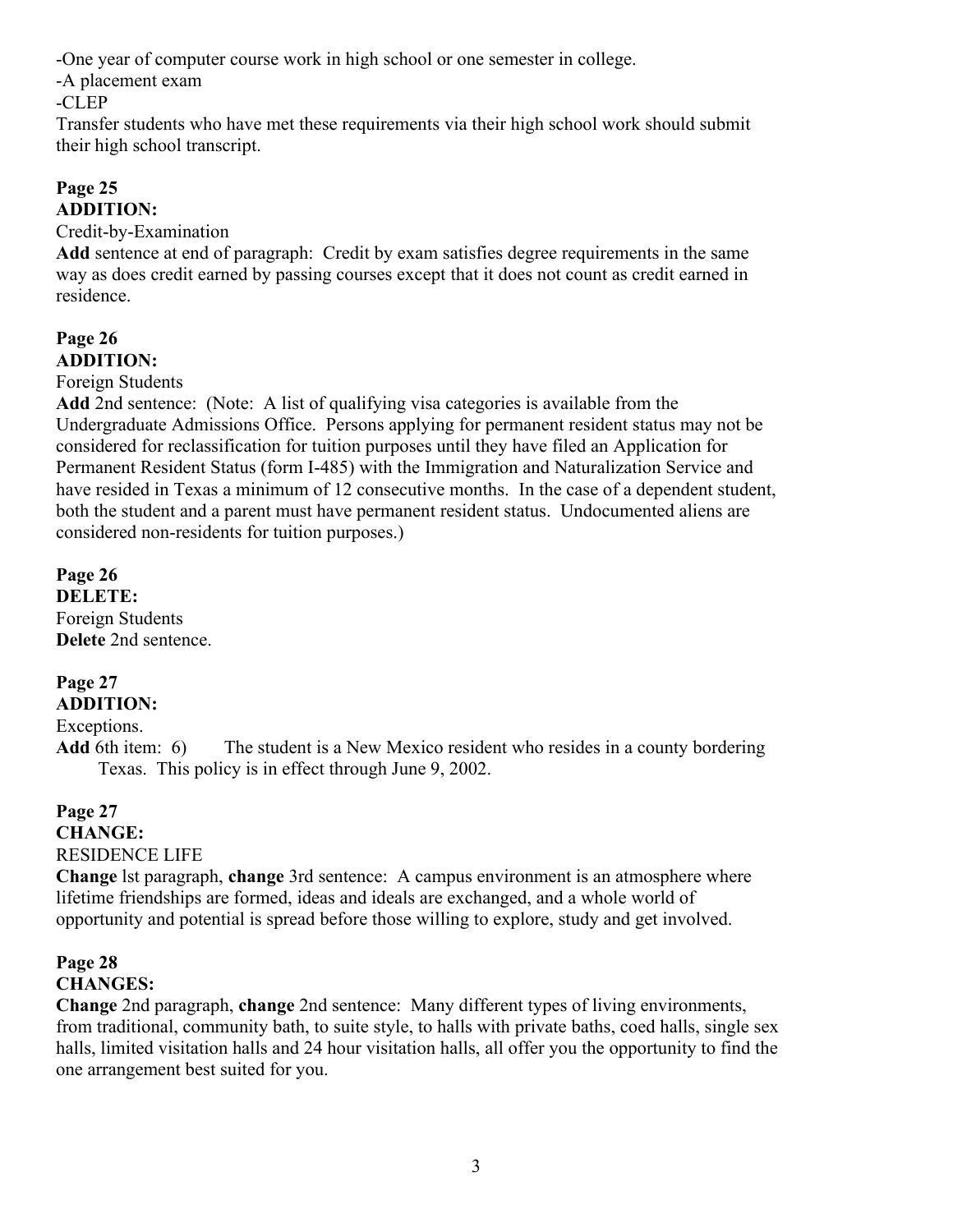-One year of computer course work in high school or one semester in college.

-A placement exam

-CLEP

Transfer students who have met these requirements via their high school work should submit their high school transcript.

**Page 25**
**ADDITION:**

Credit-by-Examination

**Add** sentence at end of paragraph: Credit by exam satisfies degree requirements in the same way as does credit earned by passing courses except that it does not count as credit earned in residence.

**Page 26**
**ADDITION:**

Foreign Students

**Add** 2nd sentence: (Note: A list of qualifying visa categories is available from the Undergraduate Admissions Office. Persons applying for permanent resident status may not be considered for reclassification for tuition purposes until they have filed an Application for Permanent Resident Status (form I-485) with the Immigration and Naturalization Service and have resided in Texas a minimum of 12 consecutive months. In the case of a dependent student, both the student and a parent must have permanent resident status. Undocumented aliens are considered non-residents for tuition purposes.)

**Page 26**
**DELETE:**

Foreign Students

**Delete** 2nd sentence.

**Page 27**
**ADDITION:**

Exceptions.

**Add** 6th item: 6) The student is a New Mexico resident who resides in a county bordering Texas. This policy is in effect through June 9, 2002.

**Page 27**
**CHANGE:**

RESIDENCE LIFE

**Change** lst paragraph, **change** 3rd sentence: A campus environment is an atmosphere where lifetime friendships are formed, ideas and ideals are exchanged, and a whole world of opportunity and potential is spread before those willing to explore, study and get involved.

**Page 28**
**CHANGES:**

**Change** 2nd paragraph, **change** 2nd sentence: Many different types of living environments, from traditional, community bath, to suite style, to halls with private baths, coed halls, single sex halls, limited visitation halls and 24 hour visitation halls, all offer you the opportunity to find the one arrangement best suited for you.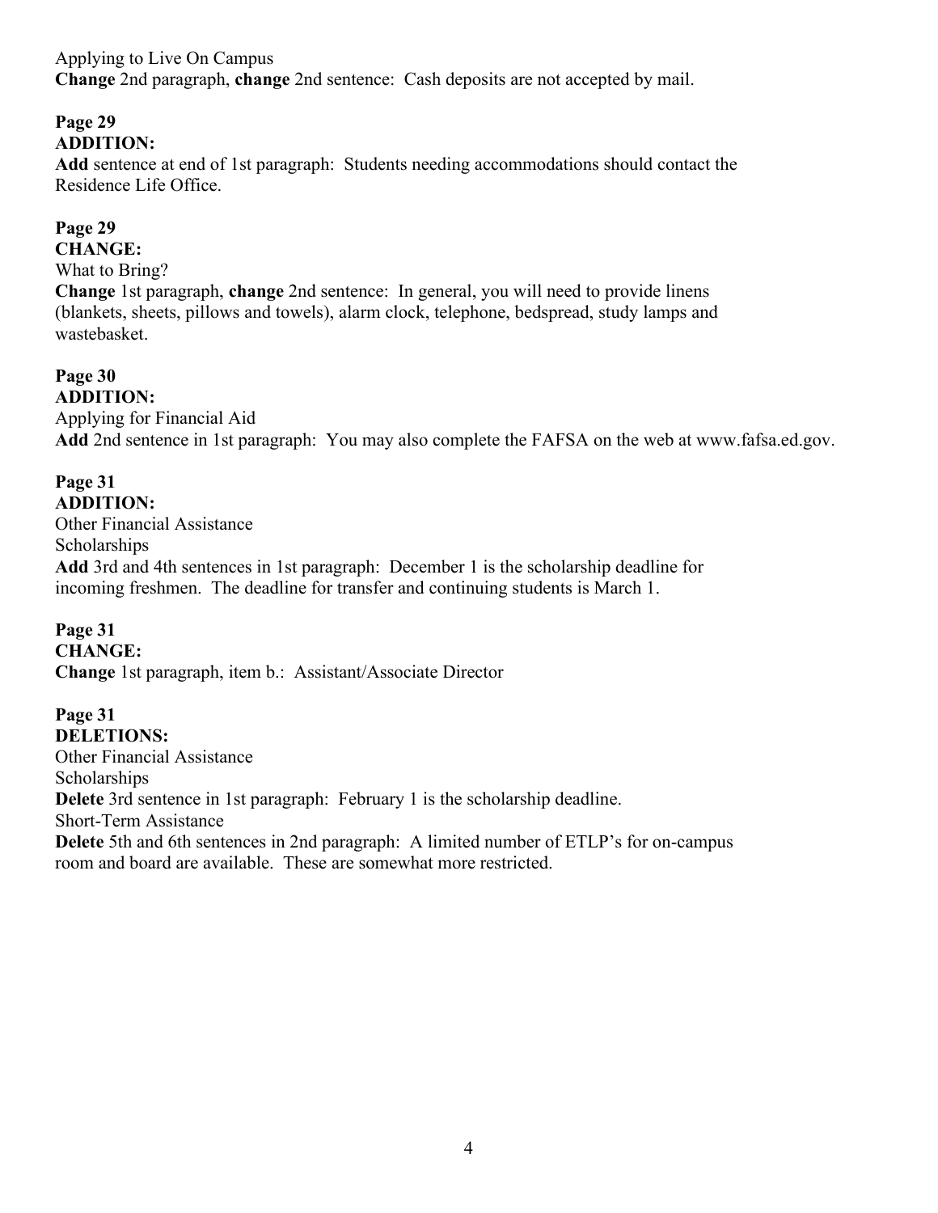Applying to Live On Campus
**Change** 2nd paragraph, **change** 2nd sentence: Cash deposits are not accepted by mail.

**Page 29**
**ADDITION:**
**Add** sentence at end of 1st paragraph: Students needing accommodations should contact the Residence Life Office.

**Page 29**
**CHANGE:**
What to Bring?
**Change** 1st paragraph, **change** 2nd sentence: In general, you will need to provide linens (blankets, sheets, pillows and towels), alarm clock, telephone, bedspread, study lamps and wastebasket.

**Page 30**
**ADDITION:**
Applying for Financial Aid
**Add** 2nd sentence in 1st paragraph: You may also complete the FAFSA on the web at www.fafsa.ed.gov.

**Page 31**
**ADDITION:**
Other Financial Assistance
Scholarships
**Add** 3rd and 4th sentences in 1st paragraph: December 1 is the scholarship deadline for incoming freshmen. The deadline for transfer and continuing students is March 1.

**Page 31**
**CHANGE:**
**Change** 1st paragraph, item b.: Assistant/Associate Director

**Page 31**
**DELETIONS:**
Other Financial Assistance
Scholarships
**Delete** 3rd sentence in 1st paragraph: February 1 is the scholarship deadline.
Short-Term Assistance
**Delete** 5th and 6th sentences in 2nd paragraph: A limited number of ETLP's for on-campus room and board are available. These are somewhat more restricted.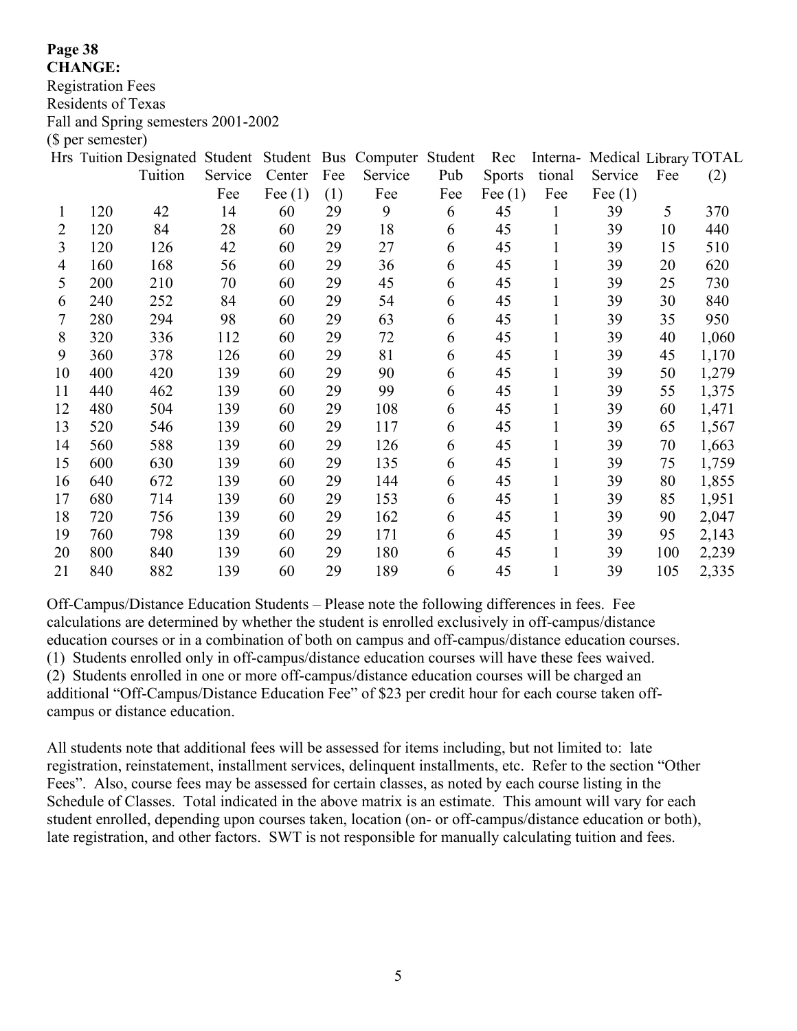**Page 38**
**CHANGE:**
Registration Fees
Residents of Texas
Fall and Spring semesters 2001-2002
($ per semester)

| Hrs | Tuition | Designated Tuition | Student Service Fee | Student Center Fee (1) | Bus Fee (1) | Computer Service Fee | Student Pub Fee | Rec Sports Fee (1) | International Fee | Medical Service Fee (1) | Library Fee | TOTAL (2) |
|---|---|---|---|---|---|---|---|---|---|---|---|---|
| 1 | 120 | 42 | 14 | 60 | 29 | 9 | 6 | 45 | 1 | 39 | 5 | 370 |
| 2 | 120 | 84 | 28 | 60 | 29 | 18 | 6 | 45 | 1 | 39 | 10 | 440 |
| 3 | 120 | 126 | 42 | 60 | 29 | 27 | 6 | 45 | 1 | 39 | 15 | 510 |
| 4 | 160 | 168 | 56 | 60 | 29 | 36 | 6 | 45 | 1 | 39 | 20 | 620 |
| 5 | 200 | 210 | 70 | 60 | 29 | 45 | 6 | 45 | 1 | 39 | 25 | 730 |
| 6 | 240 | 252 | 84 | 60 | 29 | 54 | 6 | 45 | 1 | 39 | 30 | 840 |
| 7 | 280 | 294 | 98 | 60 | 29 | 63 | 6 | 45 | 1 | 39 | 35 | 950 |
| 8 | 320 | 336 | 112 | 60 | 29 | 72 | 6 | 45 | 1 | 39 | 40 | 1,060 |
| 9 | 360 | 378 | 126 | 60 | 29 | 81 | 6 | 45 | 1 | 39 | 45 | 1,170 |
| 10 | 400 | 420 | 139 | 60 | 29 | 90 | 6 | 45 | 1 | 39 | 50 | 1,279 |
| 11 | 440 | 462 | 139 | 60 | 29 | 99 | 6 | 45 | 1 | 39 | 55 | 1,375 |
| 12 | 480 | 504 | 139 | 60 | 29 | 108 | 6 | 45 | 1 | 39 | 60 | 1,471 |
| 13 | 520 | 546 | 139 | 60 | 29 | 117 | 6 | 45 | 1 | 39 | 65 | 1,567 |
| 14 | 560 | 588 | 139 | 60 | 29 | 126 | 6 | 45 | 1 | 39 | 70 | 1,663 |
| 15 | 600 | 630 | 139 | 60 | 29 | 135 | 6 | 45 | 1 | 39 | 75 | 1,759 |
| 16 | 640 | 672 | 139 | 60 | 29 | 144 | 6 | 45 | 1 | 39 | 80 | 1,855 |
| 17 | 680 | 714 | 139 | 60 | 29 | 153 | 6 | 45 | 1 | 39 | 85 | 1,951 |
| 18 | 720 | 756 | 139 | 60 | 29 | 162 | 6 | 45 | 1 | 39 | 90 | 2,047 |
| 19 | 760 | 798 | 139 | 60 | 29 | 171 | 6 | 45 | 1 | 39 | 95 | 2,143 |
| 20 | 800 | 840 | 139 | 60 | 29 | 180 | 6 | 45 | 1 | 39 | 100 | 2,239 |
| 21 | 840 | 882 | 139 | 60 | 29 | 189 | 6 | 45 | 1 | 39 | 105 | 2,335 |

Off-Campus/Distance Education Students – Please note the following differences in fees. Fee calculations are determined by whether the student is enrolled exclusively in off-campus/distance education courses or in a combination of both on campus and off-campus/distance education courses.
(1) Students enrolled only in off-campus/distance education courses will have these fees waived.
(2) Students enrolled in one or more off-campus/distance education courses will be charged an additional "Off-Campus/Distance Education Fee" of $23 per credit hour for each course taken off-campus or distance education.

All students note that additional fees will be assessed for items including, but not limited to: late registration, reinstatement, installment services, delinquent installments, etc. Refer to the section "Other Fees". Also, course fees may be assessed for certain classes, as noted by each course listing in the Schedule of Classes. Total indicated in the above matrix is an estimate. This amount will vary for each student enrolled, depending upon courses taken, location (on- or off-campus/distance education or both), late registration, and other factors. SWT is not responsible for manually calculating tuition and fees.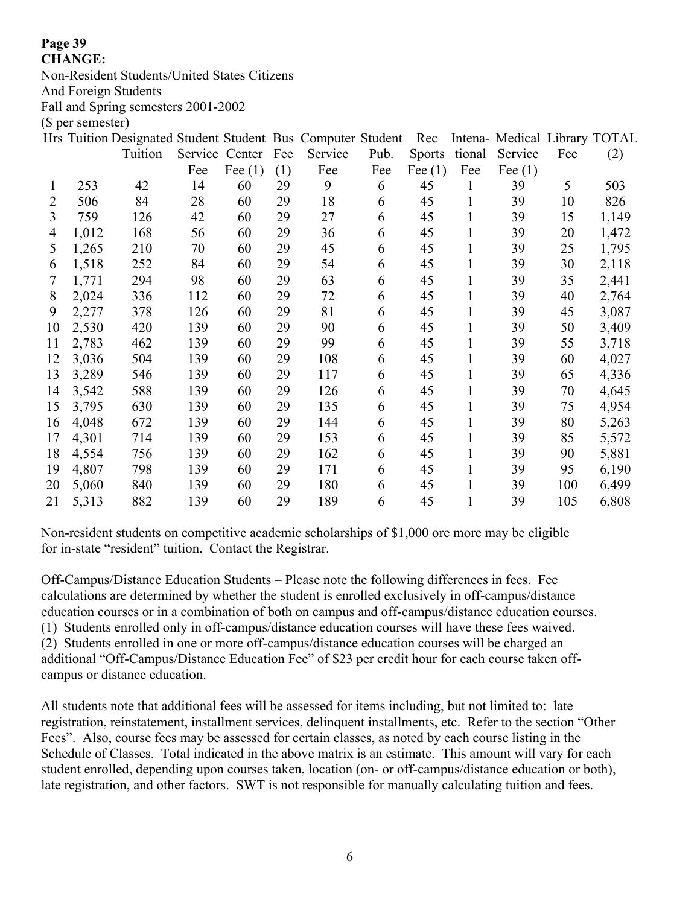**Page 39**
**CHANGE:**
Non-Resident Students/United States Citizens
And Foreign Students
Fall and Spring semesters 2001-2002
($ per semester)

| Hrs | Tuition | Designated Tuition | Student Service Fee | Student Center Fee (1) | Bus Fee (1) | Computer Service Fee | Student Pub. Fee | Rec Sports Fee (1) | Intena-tional Fee | Medical Service Fee (1) | Library Fee | TOTAL (2) |
|---|---|---|---|---|---|---|---|---|---|---|---|---|
| 1 | 253 | 42 | 14 | 60 | 29 | 9 | 6 | 45 | 1 | 39 | 5 | 503 |
| 2 | 506 | 84 | 28 | 60 | 29 | 18 | 6 | 45 | 1 | 39 | 10 | 826 |
| 3 | 759 | 126 | 42 | 60 | 29 | 27 | 6 | 45 | 1 | 39 | 15 | 1,149 |
| 4 | 1,012 | 168 | 56 | 60 | 29 | 36 | 6 | 45 | 1 | 39 | 20 | 1,472 |
| 5 | 1,265 | 210 | 70 | 60 | 29 | 45 | 6 | 45 | 1 | 39 | 25 | 1,795 |
| 6 | 1,518 | 252 | 84 | 60 | 29 | 54 | 6 | 45 | 1 | 39 | 30 | 2,118 |
| 7 | 1,771 | 294 | 98 | 60 | 29 | 63 | 6 | 45 | 1 | 39 | 35 | 2,441 |
| 8 | 2,024 | 336 | 112 | 60 | 29 | 72 | 6 | 45 | 1 | 39 | 40 | 2,764 |
| 9 | 2,277 | 378 | 126 | 60 | 29 | 81 | 6 | 45 | 1 | 39 | 45 | 3,087 |
| 10 | 2,530 | 420 | 139 | 60 | 29 | 90 | 6 | 45 | 1 | 39 | 50 | 3,409 |
| 11 | 2,783 | 462 | 139 | 60 | 29 | 99 | 6 | 45 | 1 | 39 | 55 | 3,718 |
| 12 | 3,036 | 504 | 139 | 60 | 29 | 108 | 6 | 45 | 1 | 39 | 60 | 4,027 |
| 13 | 3,289 | 546 | 139 | 60 | 29 | 117 | 6 | 45 | 1 | 39 | 65 | 4,336 |
| 14 | 3,542 | 588 | 139 | 60 | 29 | 126 | 6 | 45 | 1 | 39 | 70 | 4,645 |
| 15 | 3,795 | 630 | 139 | 60 | 29 | 135 | 6 | 45 | 1 | 39 | 75 | 4,954 |
| 16 | 4,048 | 672 | 139 | 60 | 29 | 144 | 6 | 45 | 1 | 39 | 80 | 5,263 |
| 17 | 4,301 | 714 | 139 | 60 | 29 | 153 | 6 | 45 | 1 | 39 | 85 | 5,572 |
| 18 | 4,554 | 756 | 139 | 60 | 29 | 162 | 6 | 45 | 1 | 39 | 90 | 5,881 |
| 19 | 4,807 | 798 | 139 | 60 | 29 | 171 | 6 | 45 | 1 | 39 | 95 | 6,190 |
| 20 | 5,060 | 840 | 139 | 60 | 29 | 180 | 6 | 45 | 1 | 39 | 100 | 6,499 |
| 21 | 5,313 | 882 | 139 | 60 | 29 | 189 | 6 | 45 | 1 | 39 | 105 | 6,808 |

Non-resident students on competitive academic scholarships of $1,000 ore more may be eligible for in-state "resident" tuition. Contact the Registrar.

Off-Campus/Distance Education Students – Please note the following differences in fees. Fee calculations are determined by whether the student is enrolled exclusively in off-campus/distance education courses or in a combination of both on campus and off-campus/distance education courses.
(1) Students enrolled only in off-campus/distance education courses will have these fees waived.
(2) Students enrolled in one or more off-campus/distance education courses will be charged an additional "Off-Campus/Distance Education Fee" of $23 per credit hour for each course taken off-campus or distance education.

All students note that additional fees will be assessed for items including, but not limited to: late registration, reinstatement, installment services, delinquent installments, etc. Refer to the section "Other Fees". Also, course fees may be assessed for certain classes, as noted by each course listing in the Schedule of Classes. Total indicated in the above matrix is an estimate. This amount will vary for each student enrolled, depending upon courses taken, location (on- or off-campus/distance education or both), late registration, and other factors. SWT is not responsible for manually calculating tuition and fees.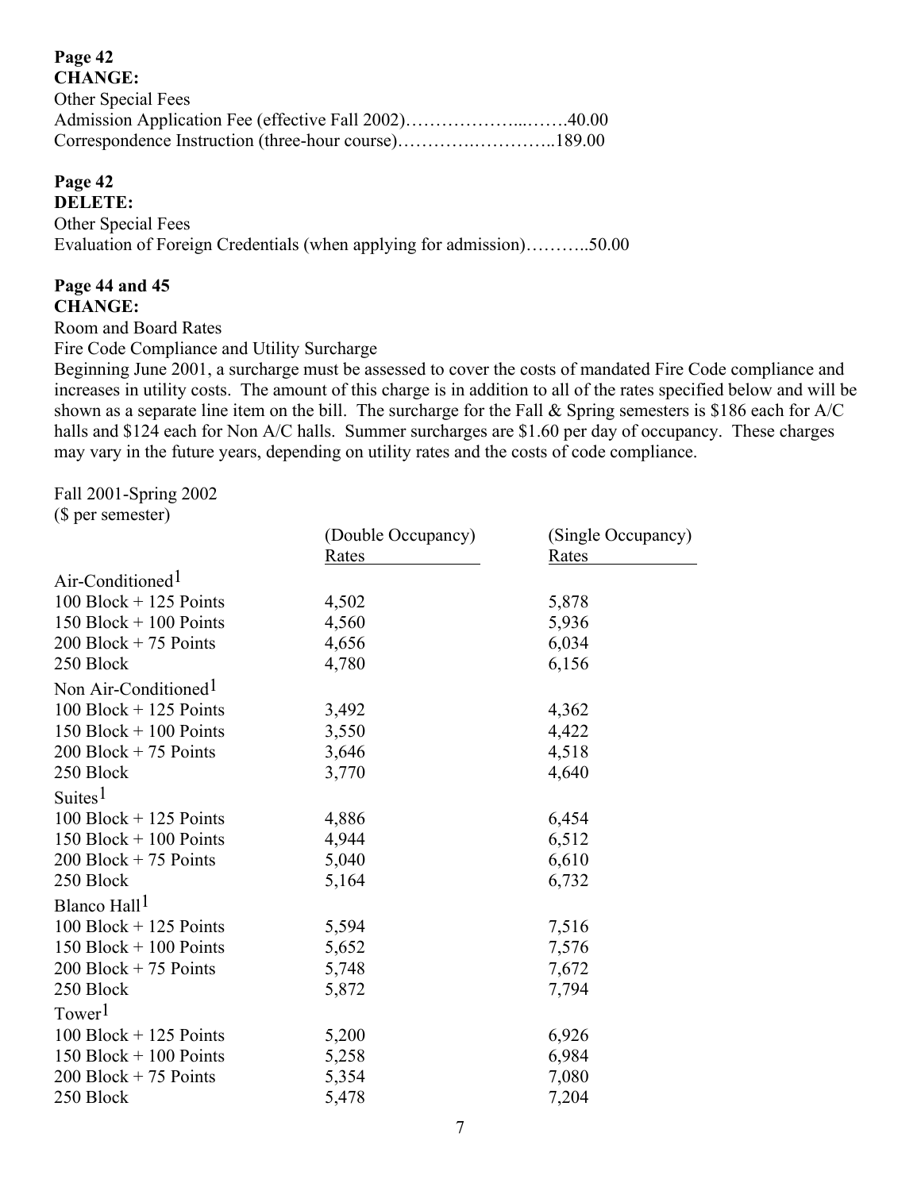**Page 42**
**CHANGE:**
Other Special Fees
Admission Application Fee (effective Fall 2002)………………...…….40.00
Correspondence Instruction (three-hour course)………….…………..189.00

**Page 42**
**DELETE:**
Other Special Fees
Evaluation of Foreign Credentials (when applying for admission)………..50.00

**Page 44 and 45**
**CHANGE:**
Room and Board Rates
Fire Code Compliance and Utility Surcharge
Beginning June 2001, a surcharge must be assessed to cover the costs of mandated Fire Code compliance and increases in utility costs. The amount of this charge is in addition to all of the rates specified below and will be shown as a separate line item on the bill. The surcharge for the Fall & Spring semesters is $186 each for A/C halls and $124 each for Non A/C halls. Summer surcharges are $1.60 per day of occupancy. These charges may vary in the future years, depending on utility rates and the costs of code compliance.

Fall 2001-Spring 2002
($ per semester)

| | (Double Occupancy) Rates | (Single Occupancy) Rates |
|---|---|---|
| Air-Conditioned[1] | | |
| 100 Block + 125 Points | 4,502 | 5,878 |
| 150 Block + 100 Points | 4,560 | 5,936 |
| 200 Block + 75 Points | 4,656 | 6,034 |
| 250 Block | 4,780 | 6,156 |
| Non Air-Conditioned[1] | | |
| 100 Block + 125 Points | 3,492 | 4,362 |
| 150 Block + 100 Points | 3,550 | 4,422 |
| 200 Block + 75 Points | 3,646 | 4,518 |
| 250 Block | 3,770 | 4,640 |
| Suites[1] | | |
| 100 Block + 125 Points | 4,886 | 6,454 |
| 150 Block + 100 Points | 4,944 | 6,512 |
| 200 Block + 75 Points | 5,040 | 6,610 |
| 250 Block | 5,164 | 6,732 |
| Blanco Hall[1] | | |
| 100 Block + 125 Points | 5,594 | 7,516 |
| 150 Block + 100 Points | 5,652 | 7,576 |
| 200 Block + 75 Points | 5,748 | 7,672 |
| 250 Block | 5,872 | 7,794 |
| Tower[1] | | |
| 100 Block + 125 Points | 5,200 | 6,926 |
| 150 Block + 100 Points | 5,258 | 6,984 |
| 200 Block + 75 Points | 5,354 | 7,080 |
| 250 Block | 5,478 | 7,204 |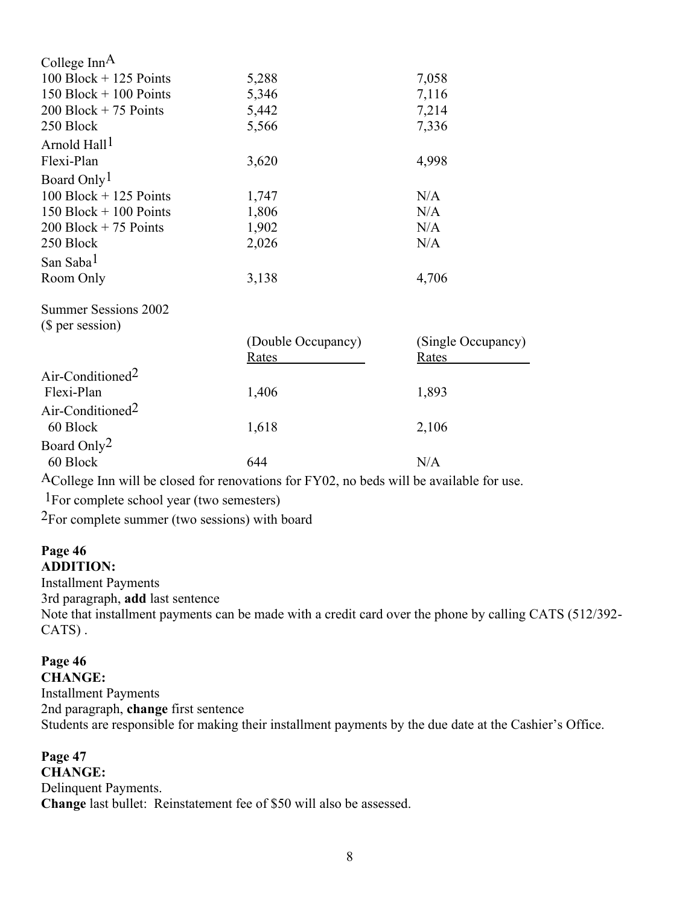| | | |
|---|---|---|
| College Inn[A] | | |
| 100 Block + 125 Points | 5,288 | 7,058 |
| 150 Block + 100 Points | 5,346 | 7,116 |
| 200 Block + 75 Points | 5,442 | 7,214 |
| 250 Block | 5,566 | 7,336 |
| Arnold Hall[1] | | |
| Flexi-Plan | 3,620 | 4,998 |
| Board Only[1] | | |
| 100 Block + 125 Points | 1,747 | N/A |
| 150 Block + 100 Points | 1,806 | N/A |
| 200 Block + 75 Points | 1,902 | N/A |
| 250 Block | 2,026 | N/A |
| San Saba[1] | | |
| Room Only | 3,138 | 4,706 |

Summer Sessions 2002
($ per session)

| | (Double Occupancy) Rates | (Single Occupancy) Rates |
|---|---|---|
| Air-Conditioned[2] | | |
| Flexi-Plan | 1,406 | 1,893 |
| Air-Conditioned[2] | | |
| 60 Block | 1,618 | 2,106 |
| Board Only[2] | | |
| 60 Block | 644 | N/A |

[A]College Inn will be closed for renovations for FY02, no beds will be available for use.

[1]For complete school year (two semesters)

[2]For complete summer (two sessions) with board

**Page 46**
**ADDITION:**
Installment Payments
3rd paragraph, **add** last sentence
Note that installment payments can be made with a credit card over the phone by calling CATS (512/392-CATS) .

**Page 46**
**CHANGE:**
Installment Payments
2nd paragraph, **change** first sentence
Students are responsible for making their installment payments by the due date at the Cashier's Office.

**Page 47**
**CHANGE:**
Delinquent Payments.
**Change** last bullet: Reinstatement fee of $50 will also be assessed.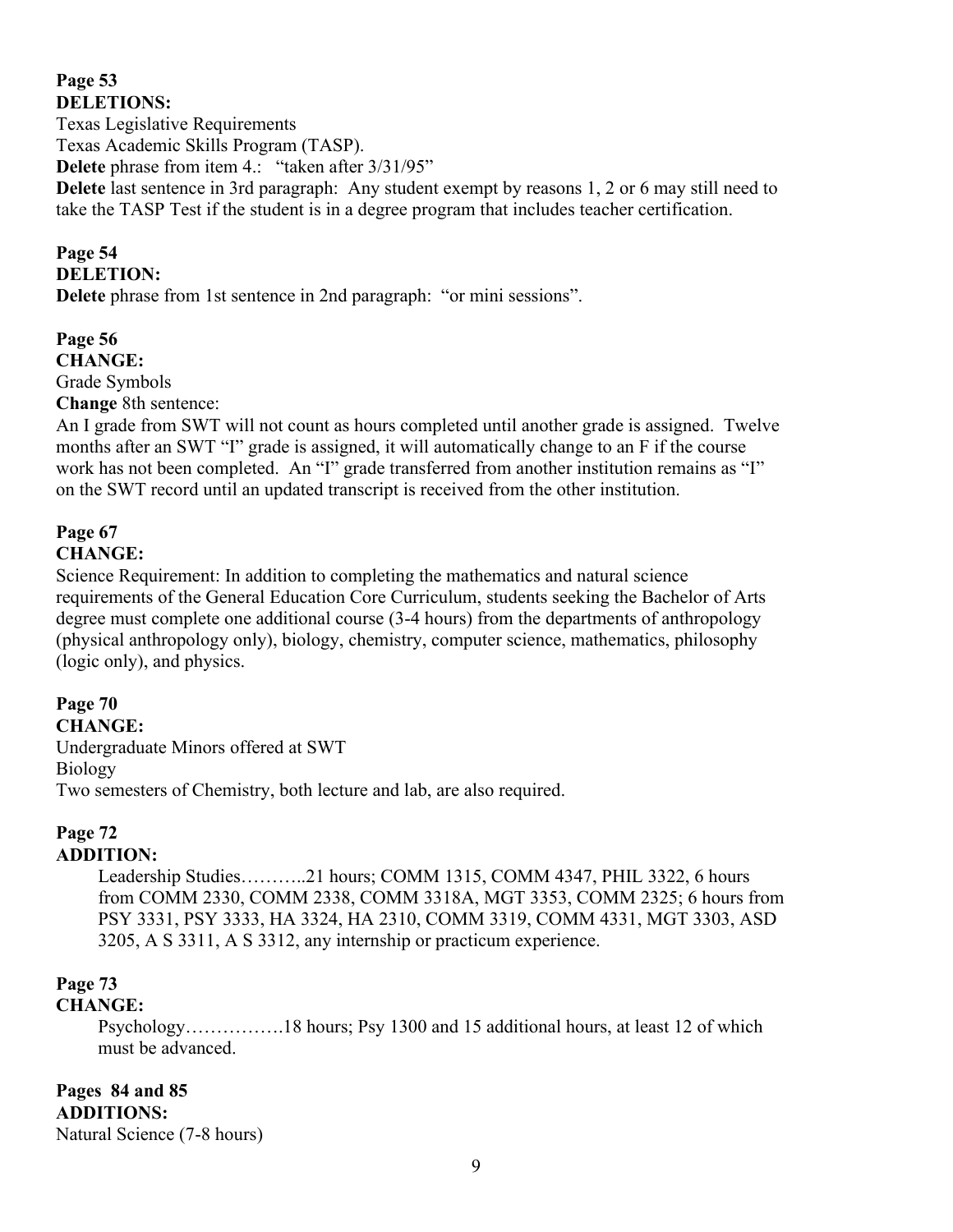**Page 53**
**DELETIONS:**
Texas Legislative Requirements
Texas Academic Skills Program (TASP).
**Delete** phrase from item 4.: "taken after 3/31/95"
**Delete** last sentence in 3rd paragraph: Any student exempt by reasons 1, 2 or 6 may still need to take the TASP Test if the student is in a degree program that includes teacher certification.

**Page 54**
**DELETION:**
**Delete** phrase from 1st sentence in 2nd paragraph: "or mini sessions".

**Page 56**
**CHANGE:**
Grade Symbols
**Change** 8th sentence:
An I grade from SWT will not count as hours completed until another grade is assigned. Twelve months after an SWT "I" grade is assigned, it will automatically change to an F if the course work has not been completed. An "I" grade transferred from another institution remains as "I" on the SWT record until an updated transcript is received from the other institution.

**Page 67**
**CHANGE:**
Science Requirement: In addition to completing the mathematics and natural science requirements of the General Education Core Curriculum, students seeking the Bachelor of Arts degree must complete one additional course (3-4 hours) from the departments of anthropology (physical anthropology only), biology, chemistry, computer science, mathematics, philosophy (logic only), and physics.

**Page 70**
**CHANGE:**
Undergraduate Minors offered at SWT
Biology
Two semesters of Chemistry, both lecture and lab, are also required.

**Page 72**
**ADDITION:**

> Leadership Studies………..21 hours; COMM 1315, COMM 4347, PHIL 3322, 6 hours from COMM 2330, COMM 2338, COMM 3318A, MGT 3353, COMM 2325; 6 hours from PSY 3331, PSY 3333, HA 3324, HA 2310, COMM 3319, COMM 4331, MGT 3303, ASD 3205, A S 3311, A S 3312, any internship or practicum experience.

**Page 73**
**CHANGE:**

> Psychology…………….18 hours; Psy 1300 and 15 additional hours, at least 12 of which must be advanced.

**Pages 84 and 85**
**ADDITIONS:**
Natural Science (7-8 hours)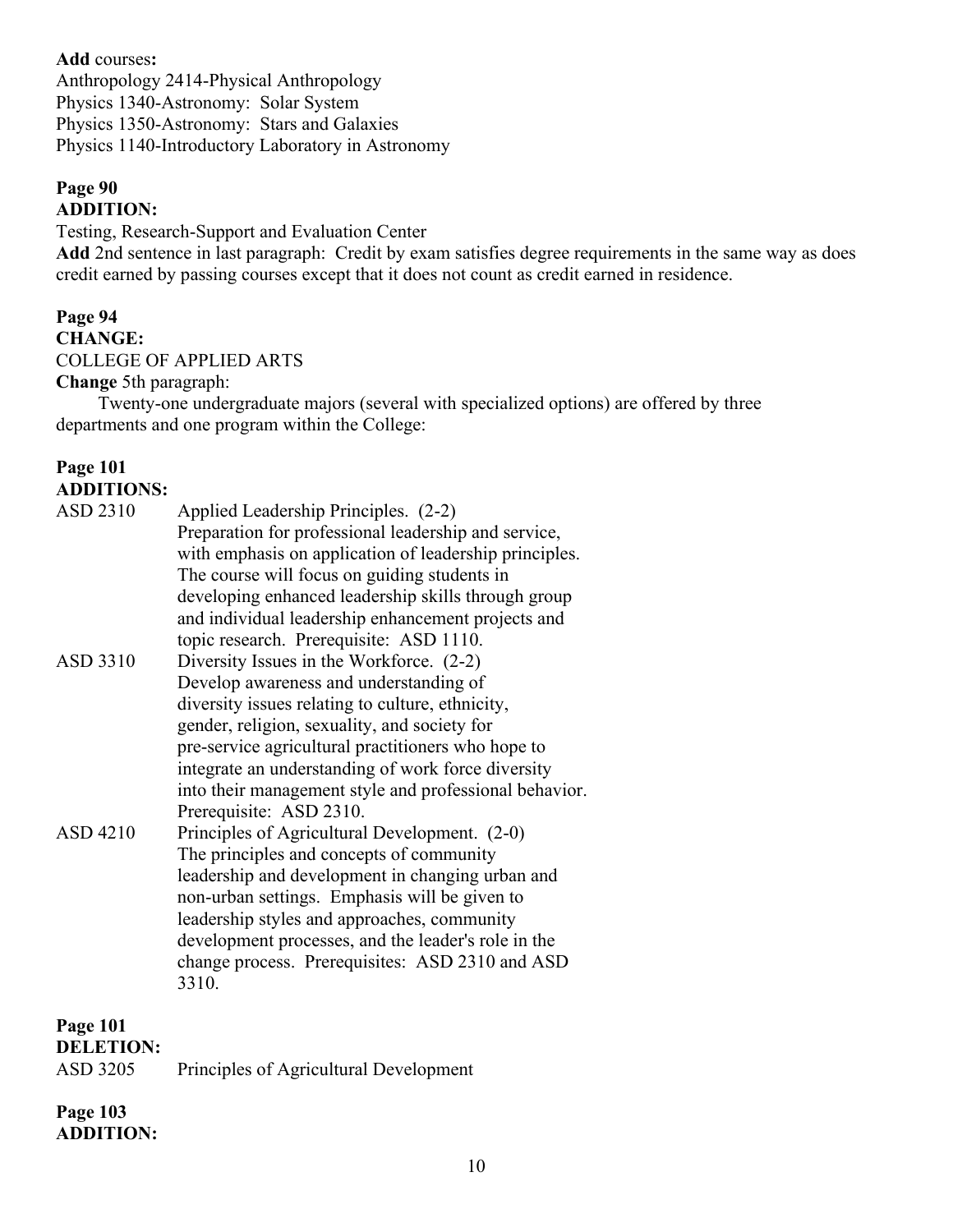**Add** courses**:**
Anthropology 2414-Physical Anthropology
Physics 1340-Astronomy: Solar System
Physics 1350-Astronomy: Stars and Galaxies
Physics 1140-Introductory Laboratory in Astronomy

**Page 90**
**ADDITION:**
Testing, Research-Support and Evaluation Center
**Add** 2nd sentence in last paragraph: Credit by exam satisfies degree requirements in the same way as does credit earned by passing courses except that it does not count as credit earned in residence.

**Page 94**
**CHANGE:**
COLLEGE OF APPLIED ARTS
**Change** 5th paragraph:

Twenty-one undergraduate majors (several with specialized options) are offered by three departments and one program within the College:

**Page 101**
**ADDITIONS:**

ASD 2310 Applied Leadership Principles. (2-2)
Preparation for professional leadership and service, with emphasis on application of leadership principles. The course will focus on guiding students in developing enhanced leadership skills through group and individual leadership enhancement projects and topic research. Prerequisite: ASD 1110.

ASD 3310 Diversity Issues in the Workforce. (2-2)
Develop awareness and understanding of diversity issues relating to culture, ethnicity, gender, religion, sexuality, and society for pre-service agricultural practitioners who hope to integrate an understanding of work force diversity into their management style and professional behavior. Prerequisite: ASD 2310.

ASD 4210 Principles of Agricultural Development. (2-0)
The principles and concepts of community leadership and development in changing urban and non-urban settings. Emphasis will be given to leadership styles and approaches, community development processes, and the leader's role in the change process. Prerequisites: ASD 2310 and ASD 3310.

**Page 101**
**DELETION:**
ASD 3205 Principles of Agricultural Development

**Page 103**
**ADDITION:**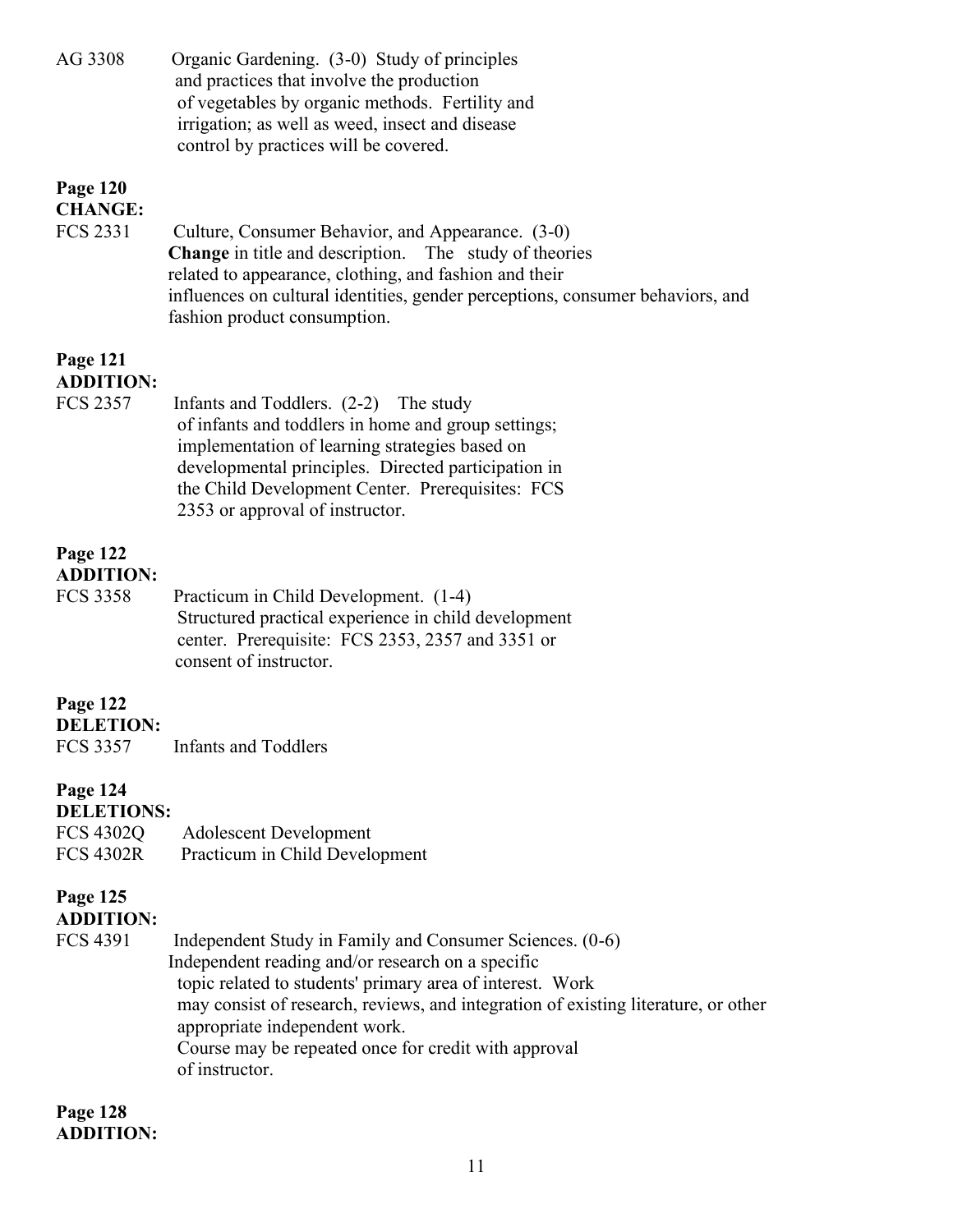AG 3308 Organic Gardening. (3-0) Study of principles and practices that involve the production of vegetables by organic methods. Fertility and irrigation; as well as weed, insect and disease control by practices will be covered.

**Page 120**
**CHANGE:**

FCS 2331 Culture, Consumer Behavior, and Appearance. (3-0) **Change** in title and description. The study of theories related to appearance, clothing, and fashion and their influences on cultural identities, gender perceptions, consumer behaviors, and fashion product consumption.

**Page 121**
**ADDITION:**

FCS 2357 Infants and Toddlers. (2-2) The study of infants and toddlers in home and group settings; implementation of learning strategies based on developmental principles. Directed participation in the Child Development Center. Prerequisites: FCS 2353 or approval of instructor.

**Page 122**
**ADDITION:**

FCS 3358 Practicum in Child Development. (1-4) Structured practical experience in child development center. Prerequisite: FCS 2353, 2357 and 3351 or consent of instructor.

**Page 122**
**DELETION:**

FCS 3357 Infants and Toddlers

**Page 124**
**DELETIONS:**

FCS 4302Q Adolescent Development
FCS 4302R Practicum in Child Development

**Page 125**
**ADDITION:**

FCS 4391 Independent Study in Family and Consumer Sciences. (0-6) Independent reading and/or research on a specific topic related to students' primary area of interest. Work may consist of research, reviews, and integration of existing literature, or other appropriate independent work. Course may be repeated once for credit with approval of instructor.

**Page 128**
**ADDITION:**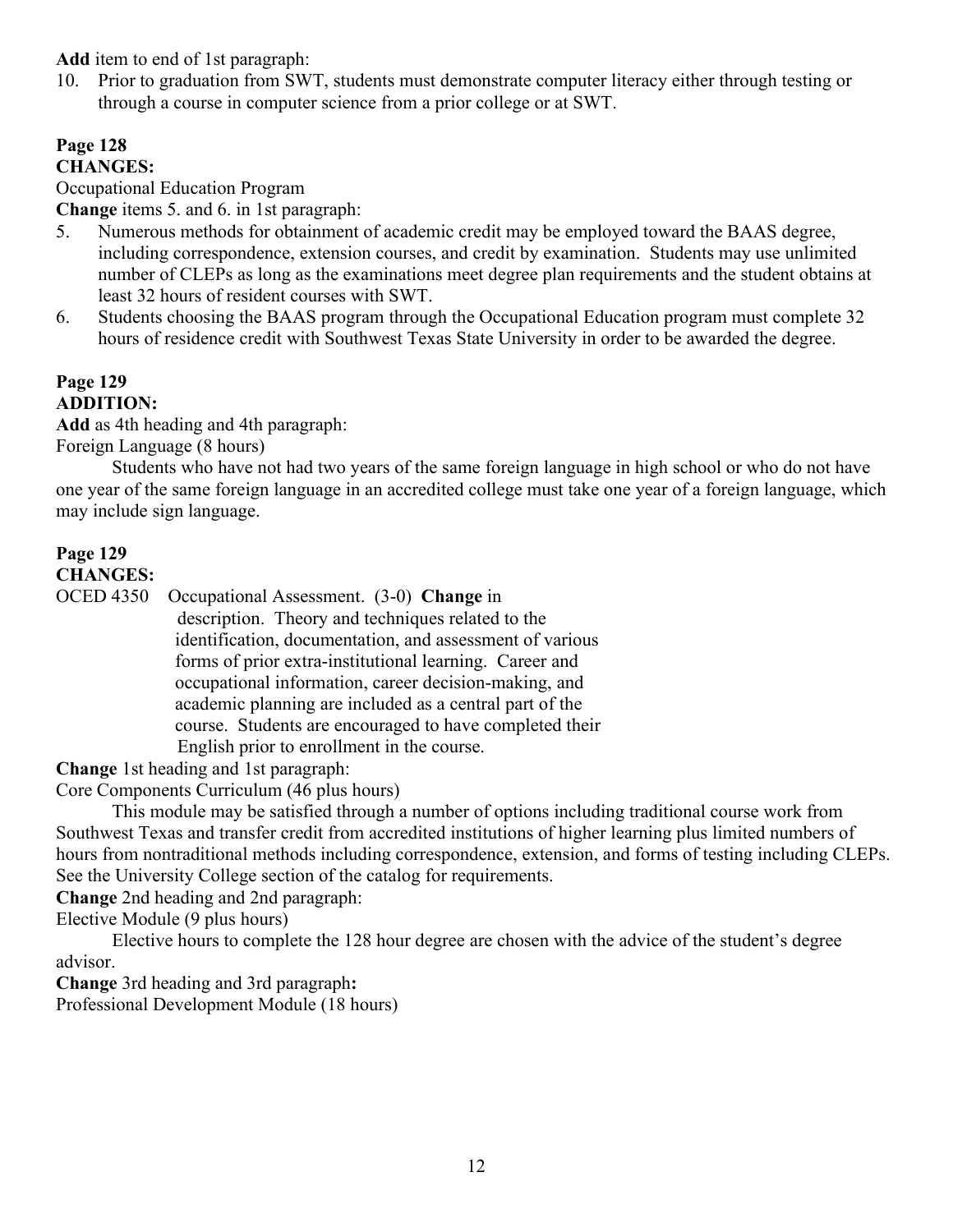**Add** item to end of 1st paragraph:

10. Prior to graduation from SWT, students must demonstrate computer literacy either through testing or through a course in computer science from a prior college or at SWT.

**Page 128**
**CHANGES:**

Occupational Education Program

**Change** items 5. and 6. in 1st paragraph:

5. Numerous methods for obtainment of academic credit may be employed toward the BAAS degree, including correspondence, extension courses, and credit by examination. Students may use unlimited number of CLEPs as long as the examinations meet degree plan requirements and the student obtains at least 32 hours of resident courses with SWT.
6. Students choosing the BAAS program through the Occupational Education program must complete 32 hours of residence credit with Southwest Texas State University in order to be awarded the degree.

**Page 129**
**ADDITION:**

**Add** as 4th heading and 4th paragraph:

Foreign Language (8 hours)

Students who have not had two years of the same foreign language in high school or who do not have one year of the same foreign language in an accredited college must take one year of a foreign language, which may include sign language.

**Page 129**
**CHANGES:**

OCED 4350 Occupational Assessment. (3-0) **Change** in description. Theory and techniques related to the identification, documentation, and assessment of various forms of prior extra-institutional learning. Career and occupational information, career decision-making, and academic planning are included as a central part of the course. Students are encouraged to have completed their English prior to enrollment in the course.

**Change** 1st heading and 1st paragraph:

Core Components Curriculum (46 plus hours)

This module may be satisfied through a number of options including traditional course work from Southwest Texas and transfer credit from accredited institutions of higher learning plus limited numbers of hours from nontraditional methods including correspondence, extension, and forms of testing including CLEPs. See the University College section of the catalog for requirements.

**Change** 2nd heading and 2nd paragraph:

Elective Module (9 plus hours)

Elective hours to complete the 128 hour degree are chosen with the advice of the student's degree advisor.

**Change** 3rd heading and 3rd paragraph**:**

Professional Development Module (18 hours)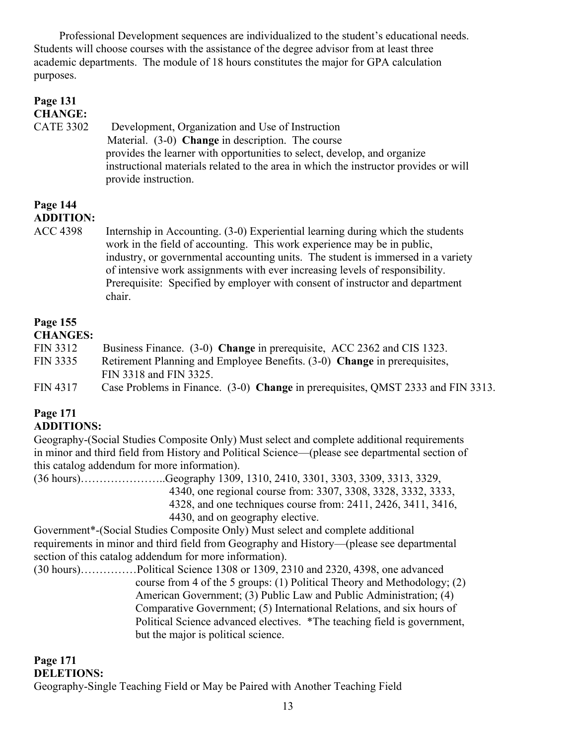Professional Development sequences are individualized to the student's educational needs. Students will choose courses with the assistance of the degree advisor from at least three academic departments. The module of 18 hours constitutes the major for GPA calculation purposes.

**Page 131**
**CHANGE:**

CATE 3302 Development, Organization and Use of Instruction Material. (3-0) **Change** in description. The course provides the learner with opportunities to select, develop, and organize instructional materials related to the area in which the instructor provides or will provide instruction.

**Page 144**
**ADDITION:**

ACC 4398 Internship in Accounting. (3-0) Experiential learning during which the students work in the field of accounting. This work experience may be in public, industry, or governmental accounting units. The student is immersed in a variety of intensive work assignments with ever increasing levels of responsibility. Prerequisite: Specified by employer with consent of instructor and department chair.

**Page 155**
**CHANGES:**

FIN 3312 Business Finance. (3-0) **Change** in prerequisite, ACC 2362 and CIS 1323.

FIN 3335 Retirement Planning and Employee Benefits. (3-0) **Change** in prerequisites, FIN 3318 and FIN 3325.

FIN 4317 Case Problems in Finance. (3-0) **Change** in prerequisites, QMST 2333 and FIN 3313.

**Page 171**
**ADDITIONS:**

Geography-(Social Studies Composite Only) Must select and complete additional requirements in minor and third field from History and Political Science—(please see departmental section of this catalog addendum for more information).

(36 hours)…………………..Geography 1309, 1310, 2410, 3301, 3303, 3309, 3313, 3329, 4340, one regional course from: 3307, 3308, 3328, 3332, 3333, 4328, and one techniques course from: 2411, 2426, 3411, 3416, 4430, and on geography elective.

Government*-(Social Studies Composite Only) Must select and complete additional requirements in minor and third field from Geography and History—(please see departmental section of this catalog addendum for more information).

(30 hours)……………Political Science 1308 or 1309, 2310 and 2320, 4398, one advanced course from 4 of the 5 groups: (1) Political Theory and Methodology; (2) American Government; (3) Public Law and Public Administration; (4) Comparative Government; (5) International Relations, and six hours of Political Science advanced electives. *The teaching field is government, but the major is political science.

**Page 171**
**DELETIONS:**

Geography-Single Teaching Field or May be Paired with Another Teaching Field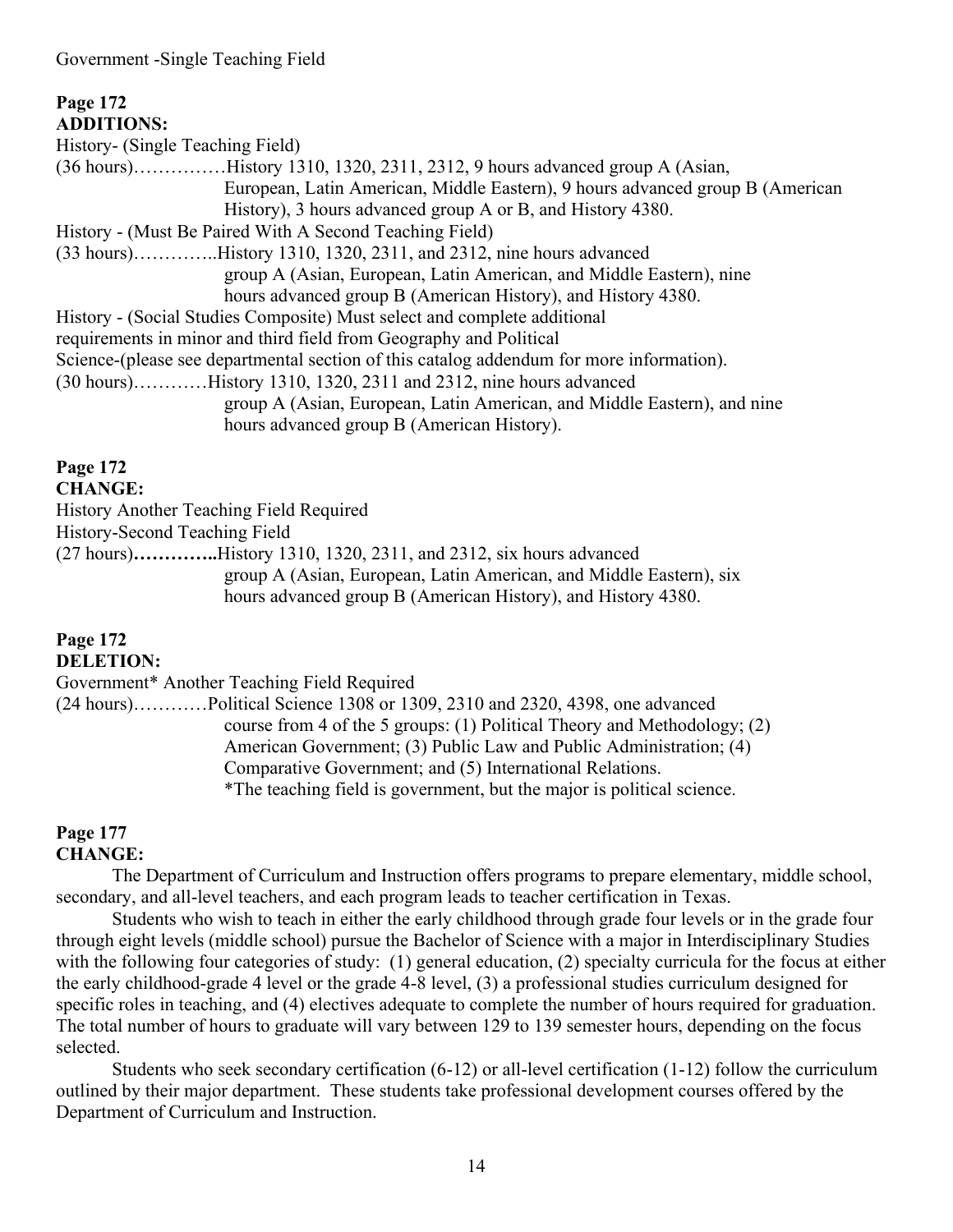Government -Single Teaching Field

**Page 172**
**ADDITIONS:**

History- (Single Teaching Field)
(36 hours)……………History 1310, 1320, 2311, 2312, 9 hours advanced group A (Asian, European, Latin American, Middle Eastern), 9 hours advanced group B (American History), 3 hours advanced group A or B, and History 4380.

History - (Must Be Paired With A Second Teaching Field)
(33 hours)…………..History 1310, 1320, 2311, and 2312, nine hours advanced group A (Asian, European, Latin American, and Middle Eastern), nine hours advanced group B (American History), and History 4380.

History - (Social Studies Composite) Must select and complete additional requirements in minor and third field from Geography and Political Science-(please see departmental section of this catalog addendum for more information).
(30 hours)…………History 1310, 1320, 2311 and 2312, nine hours advanced group A (Asian, European, Latin American, and Middle Eastern), and nine hours advanced group B (American History).

**Page 172**
**CHANGE:**

History Another Teaching Field Required
History-Second Teaching Field
(27 hours)**…………..**History 1310, 1320, 2311, and 2312, six hours advanced group A (Asian, European, Latin American, and Middle Eastern), six hours advanced group B (American History), and History 4380.

**Page 172**
**DELETION:**

Government* Another Teaching Field Required
(24 hours)…………Political Science 1308 or 1309, 2310 and 2320, 4398, one advanced course from 4 of the 5 groups: (1) Political Theory and Methodology; (2) American Government; (3) Public Law and Public Administration; (4) Comparative Government; and (5) International Relations.
*The teaching field is government, but the major is political science.

**Page 177**
**CHANGE:**

The Department of Curriculum and Instruction offers programs to prepare elementary, middle school, secondary, and all-level teachers, and each program leads to teacher certification in Texas.

Students who wish to teach in either the early childhood through grade four levels or in the grade four through eight levels (middle school) pursue the Bachelor of Science with a major in Interdisciplinary Studies with the following four categories of study: (1) general education, (2) specialty curricula for the focus at either the early childhood-grade 4 level or the grade 4-8 level, (3) a professional studies curriculum designed for specific roles in teaching, and (4) electives adequate to complete the number of hours required for graduation. The total number of hours to graduate will vary between 129 to 139 semester hours, depending on the focus selected.

Students who seek secondary certification (6-12) or all-level certification (1-12) follow the curriculum outlined by their major department. These students take professional development courses offered by the Department of Curriculum and Instruction.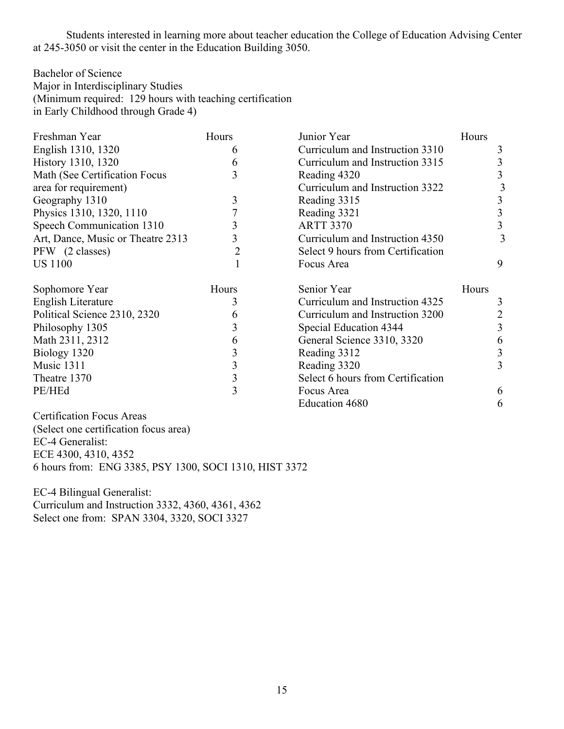Students interested in learning more about teacher education the College of Education Advising Center at 245-3050 or visit the center in the Education Building 3050.

Bachelor of Science
Major in Interdisciplinary Studies
(Minimum required: 129 hours with teaching certification in Early Childhood through Grade 4)

| Freshman Year | Hours |
|---|---|
| English 1310, 1320 | 6 |
| History 1310, 1320 | 6 |
| Math (See Certification Focus area for requirement) | 3 |
| Geography 1310 | 3 |
| Physics 1310, 1320, 1110 | 7 |
| Speech Communication 1310 | 3 |
| Art, Dance, Music or Theatre 2313 | 3 |
| PFW (2 classes) | 2 |
| US 1100 | 1 |

| Sophomore Year | Hours |
|---|---|
| English Literature | 3 |
| Political Science 2310, 2320 | 6 |
| Philosophy 1305 | 3 |
| Math 2311, 2312 | 6 |
| Biology 1320 | 3 |
| Music 1311 | 3 |
| Theatre 1370 | 3 |
| PE/HEd | 3 |

| Junior Year | Hours |
|---|---|
| Curriculum and Instruction 3310 | 3 |
| Curriculum and Instruction 3315 | 3 |
| Reading 4320 | 3 |
| Curriculum and Instruction 3322 | 3 |
| Reading 3315 | 3 |
| Reading 3321 | 3 |
| ARTT 3370 | 3 |
| Curriculum and Instruction 4350 | 3 |
| Select 9 hours from Certification Focus Area | 9 |

| Senior Year | Hours |
|---|---|
| Curriculum and Instruction 4325 | 3 |
| Curriculum and Instruction 3200 | 2 |
| Special Education 4344 | 3 |
| General Science 3310, 3320 | 6 |
| Reading 3312 | 3 |
| Reading 3320 | 3 |
| Select 6 hours from Certification Focus Area | 6 |
| Education 4680 | 6 |

Certification Focus Areas
(Select one certification focus area)

EC-4 Generalist:
ECE 4300, 4310, 4352
6 hours from: ENG 3385, PSY 1300, SOCI 1310, HIST 3372

EC-4 Bilingual Generalist:
Curriculum and Instruction 3332, 4360, 4361, 4362
Select one from: SPAN 3304, 3320, SOCI 3327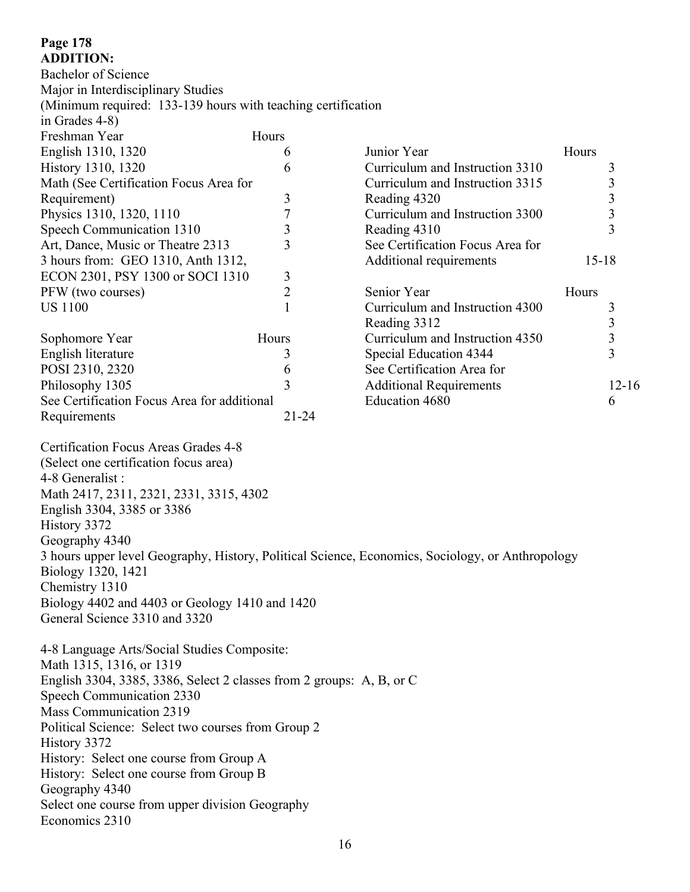**Page 178**
**ADDITION:**

Bachelor of Science
Major in Interdisciplinary Studies
(Minimum required: 133-139 hours with teaching certification in Grades 4-8)

| Freshman Year | Hours |
|---|---|
| English 1310, 1320 | 6 |
| History 1310, 1320 | 6 |
| Math (See Certification Focus Area for Requirement) | 3 |
| Physics 1310, 1320, 1110 | 7 |
| Speech Communication 1310 | 3 |
| Art, Dance, Music or Theatre 2313 | 3 |
| 3 hours from: GEO 1310, Anth 1312, ECON 2301, PSY 1300 or SOCI 1310 | 3 |
| PFW (two courses) | 2 |
| US 1100 | 1 |

| Sophomore Year | Hours |
|---|---|
| English literature | 3 |
| POSI 2310, 2320 | 6 |
| Philosophy 1305 | 3 |
| See Certification Focus Area for additional Requirements | 21-24 |

| Junior Year | Hours |
|---|---|
| Curriculum and Instruction 3310 | 3 |
| Curriculum and Instruction 3315 | 3 |
| Reading 4320 | 3 |
| Curriculum and Instruction 3300 | 3 |
| Reading 4310 | 3 |
| See Certification Focus Area for Additional requirements | 15-18 |

| Senior Year | Hours |
|---|---|
| Curriculum and Instruction 4300 | 3 |
| Reading 3312 | 3 |
| Curriculum and Instruction 4350 | 3 |
| Special Education 4344 | 3 |
| See Certification Area for Additional Requirements | 12-16 |
| Education 4680 | 6 |

Certification Focus Areas Grades 4-8
(Select one certification focus area)

4-8 Generalist :
Math 2417, 2311, 2321, 2331, 3315, 4302
English 3304, 3385 or 3386
History 3372
Geography 4340
3 hours upper level Geography, History, Political Science, Economics, Sociology, or Anthropology
Biology 1320, 1421
Chemistry 1310
Biology 4402 and 4403 or Geology 1410 and 1420
General Science 3310 and 3320

4-8 Language Arts/Social Studies Composite:
Math 1315, 1316, or 1319
English 3304, 3385, 3386, Select 2 classes from 2 groups: A, B, or C
Speech Communication 2330
Mass Communication 2319
Political Science: Select two courses from Group 2
History 3372
History: Select one course from Group A
History: Select one course from Group B
Geography 4340
Select one course from upper division Geography
Economics 2310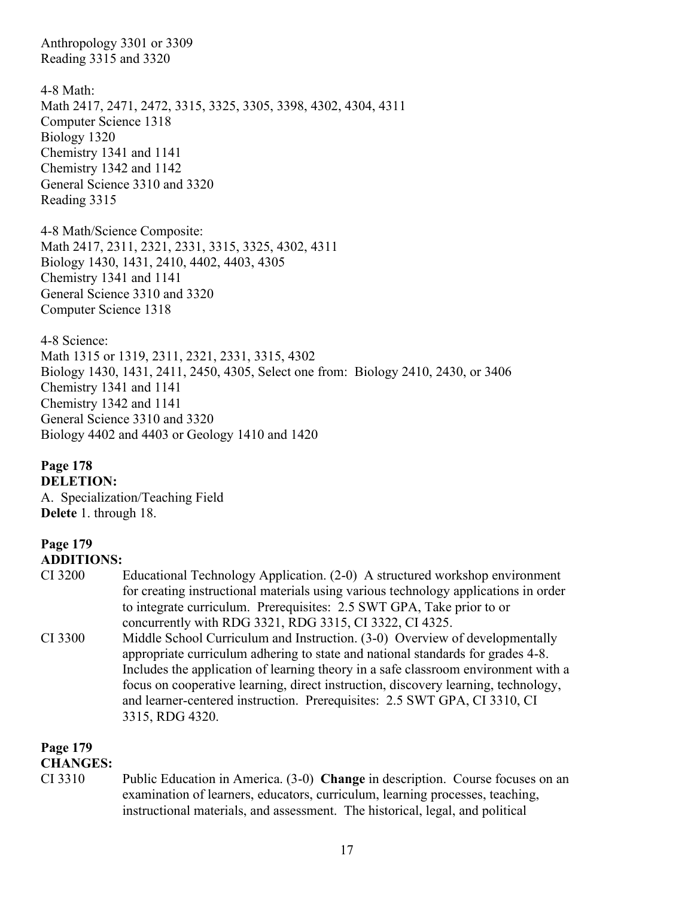Anthropology 3301 or 3309
Reading 3315 and 3320

4-8 Math:
Math 2417, 2471, 2472, 3315, 3325, 3305, 3398, 4302, 4304, 4311
Computer Science 1318
Biology 1320
Chemistry 1341 and 1141
Chemistry 1342 and 1142
General Science 3310 and 3320
Reading 3315

4-8 Math/Science Composite:
Math 2417, 2311, 2321, 2331, 3315, 3325, 4302, 4311
Biology 1430, 1431, 2410, 4402, 4403, 4305
Chemistry 1341 and 1141
General Science 3310 and 3320
Computer Science 1318

4-8 Science:
Math 1315 or 1319, 2311, 2321, 2331, 3315, 4302
Biology 1430, 1431, 2411, 2450, 4305, Select one from: Biology 2410, 2430, or 3406
Chemistry 1341 and 1141
Chemistry 1342 and 1141
General Science 3310 and 3320
Biology 4402 and 4403 or Geology 1410 and 1420

**Page 178**
**DELETION:**
A. Specialization/Teaching Field
**Delete** 1. through 18.

**Page 179**
**ADDITIONS:**

CI 3200 Educational Technology Application. (2-0) A structured workshop environment for creating instructional materials using various technology applications in order to integrate curriculum. Prerequisites: 2.5 SWT GPA, Take prior to or concurrently with RDG 3321, RDG 3315, CI 3322, CI 4325.

CI 3300 Middle School Curriculum and Instruction. (3-0) Overview of developmentally appropriate curriculum adhering to state and national standards for grades 4-8. Includes the application of learning theory in a safe classroom environment with a focus on cooperative learning, direct instruction, discovery learning, technology, and learner-centered instruction. Prerequisites: 2.5 SWT GPA, CI 3310, CI 3315, RDG 4320.

**Page 179**
**CHANGES:**

CI 3310 Public Education in America. (3-0) **Change** in description. Course focuses on an examination of learners, educators, curriculum, learning processes, teaching, instructional materials, and assessment. The historical, legal, and political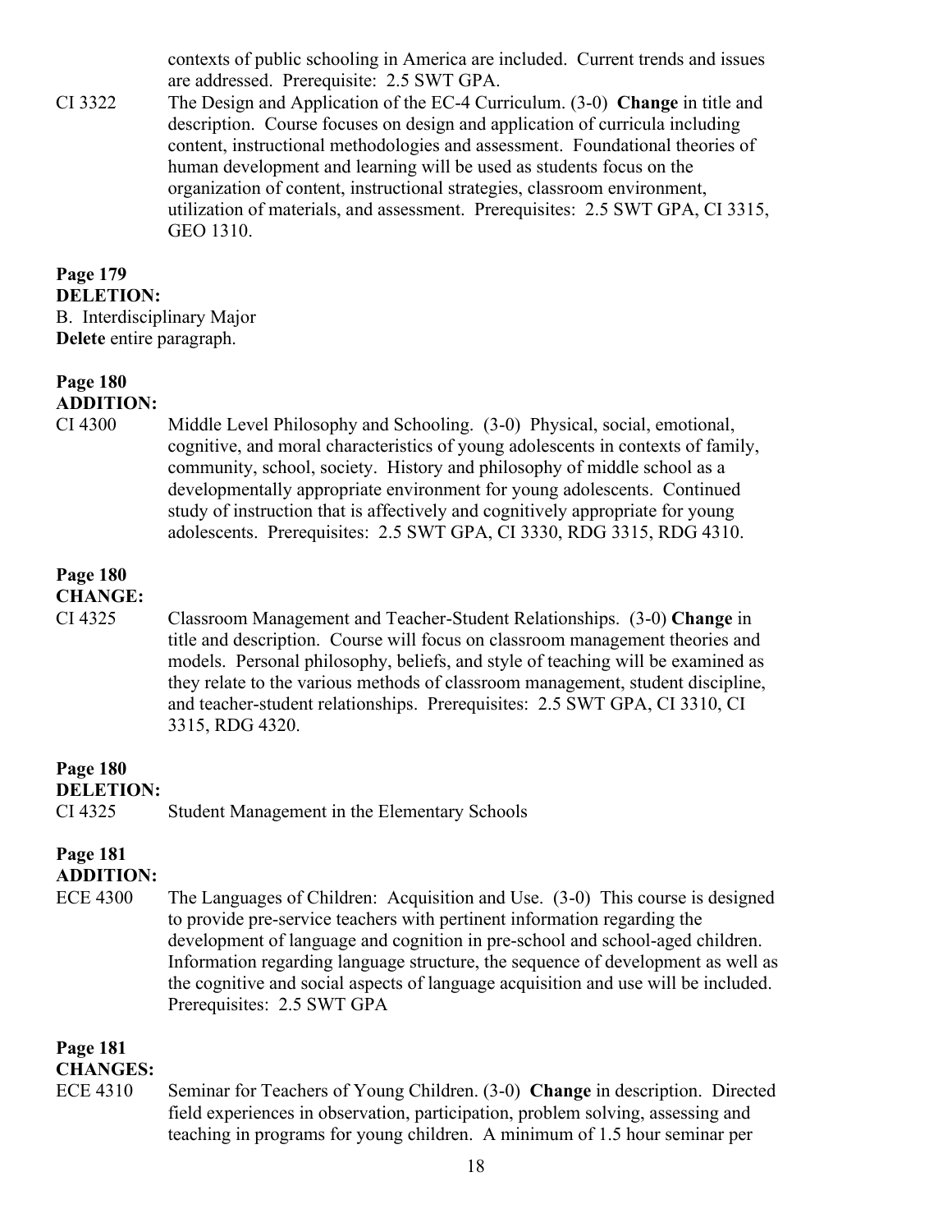contexts of public schooling in America are included. Current trends and issues are addressed. Prerequisite: 2.5 SWT GPA.

CI 3322 The Design and Application of the EC-4 Curriculum. (3-0) **Change** in title and description. Course focuses on design and application of curricula including content, instructional methodologies and assessment. Foundational theories of human development and learning will be used as students focus on the organization of content, instructional strategies, classroom environment, utilization of materials, and assessment. Prerequisites: 2.5 SWT GPA, CI 3315, GEO 1310.

**Page 179**
**DELETION:**
B. Interdisciplinary Major
**Delete** entire paragraph.

**Page 180**
**ADDITION:**
CI 4300 Middle Level Philosophy and Schooling. (3-0) Physical, social, emotional, cognitive, and moral characteristics of young adolescents in contexts of family, community, school, society. History and philosophy of middle school as a developmentally appropriate environment for young adolescents. Continued study of instruction that is affectively and cognitively appropriate for young adolescents. Prerequisites: 2.5 SWT GPA, CI 3330, RDG 3315, RDG 4310.

**Page 180**
**CHANGE:**
CI 4325 Classroom Management and Teacher-Student Relationships. (3-0) **Change** in title and description. Course will focus on classroom management theories and models. Personal philosophy, beliefs, and style of teaching will be examined as they relate to the various methods of classroom management, student discipline, and teacher-student relationships. Prerequisites: 2.5 SWT GPA, CI 3310, CI 3315, RDG 4320.

**Page 180**
**DELETION:**
CI 4325 Student Management in the Elementary Schools

**Page 181**
**ADDITION:**
ECE 4300 The Languages of Children: Acquisition and Use. (3-0) This course is designed to provide pre-service teachers with pertinent information regarding the development of language and cognition in pre-school and school-aged children. Information regarding language structure, the sequence of development as well as the cognitive and social aspects of language acquisition and use will be included. Prerequisites: 2.5 SWT GPA

**Page 181**
**CHANGES:**
ECE 4310 Seminar for Teachers of Young Children. (3-0) **Change** in description. Directed field experiences in observation, participation, problem solving, assessing and teaching in programs for young children. A minimum of 1.5 hour seminar per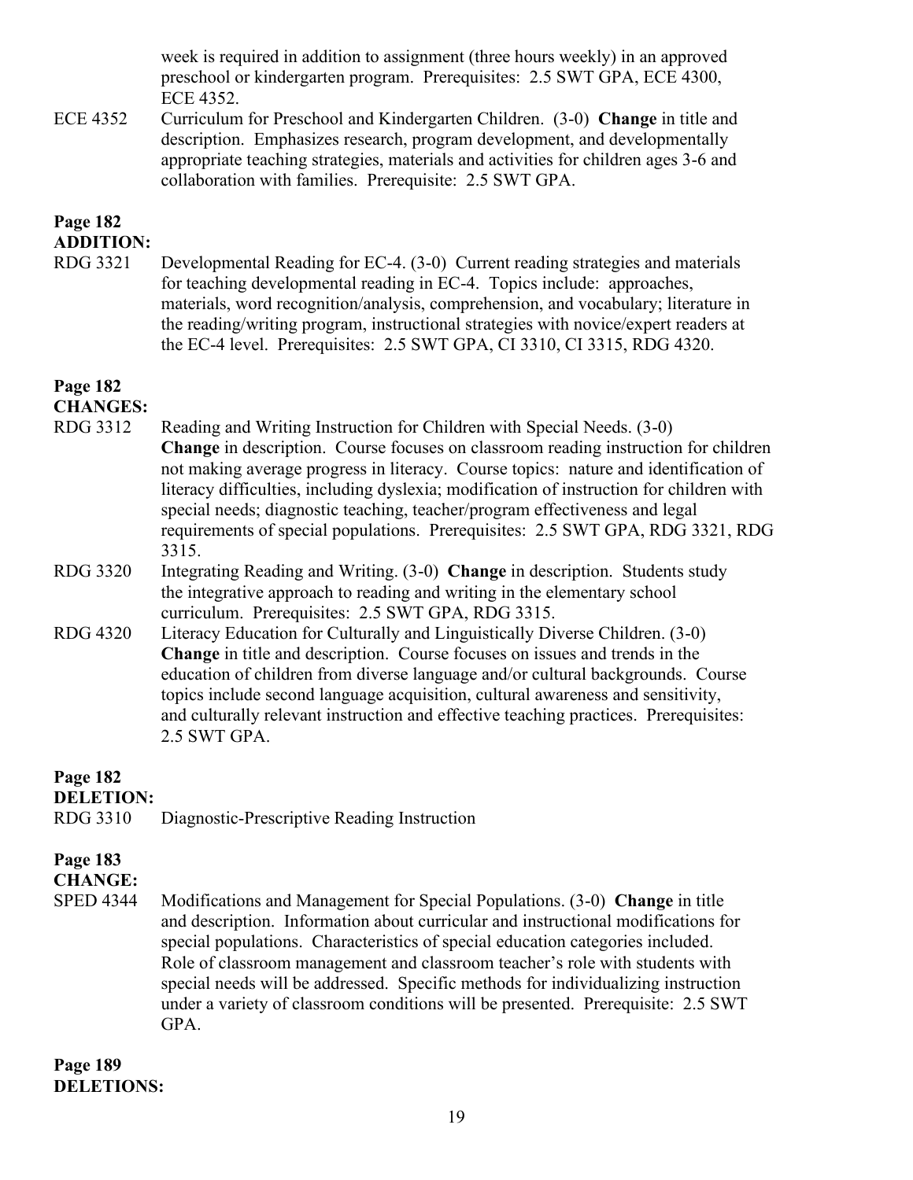week is required in addition to assignment (three hours weekly) in an approved preschool or kindergarten program. Prerequisites: 2.5 SWT GPA, ECE 4300, ECE 4352.

ECE 4352 Curriculum for Preschool and Kindergarten Children. (3-0) **Change** in title and description. Emphasizes research, program development, and developmentally appropriate teaching strategies, materials and activities for children ages 3-6 and collaboration with families. Prerequisite: 2.5 SWT GPA.

**Page 182**
**ADDITION:**

RDG 3321 Developmental Reading for EC-4. (3-0) Current reading strategies and materials for teaching developmental reading in EC-4. Topics include: approaches, materials, word recognition/analysis, comprehension, and vocabulary; literature in the reading/writing program, instructional strategies with novice/expert readers at the EC-4 level. Prerequisites: 2.5 SWT GPA, CI 3310, CI 3315, RDG 4320.

**Page 182**
**CHANGES:**

RDG 3312 Reading and Writing Instruction for Children with Special Needs. (3-0) **Change** in description. Course focuses on classroom reading instruction for children not making average progress in literacy. Course topics: nature and identification of literacy difficulties, including dyslexia; modification of instruction for children with special needs; diagnostic teaching, teacher/program effectiveness and legal requirements of special populations. Prerequisites: 2.5 SWT GPA, RDG 3321, RDG 3315.

RDG 3320 Integrating Reading and Writing. (3-0) **Change** in description. Students study the integrative approach to reading and writing in the elementary school curriculum. Prerequisites: 2.5 SWT GPA, RDG 3315.

RDG 4320 Literacy Education for Culturally and Linguistically Diverse Children. (3-0) **Change** in title and description. Course focuses on issues and trends in the education of children from diverse language and/or cultural backgrounds. Course topics include second language acquisition, cultural awareness and sensitivity, and culturally relevant instruction and effective teaching practices. Prerequisites: 2.5 SWT GPA.

**Page 182**
**DELETION:**

RDG 3310 Diagnostic-Prescriptive Reading Instruction

**Page 183**
**CHANGE:**

SPED 4344 Modifications and Management for Special Populations. (3-0) **Change** in title and description. Information about curricular and instructional modifications for special populations. Characteristics of special education categories included. Role of classroom management and classroom teacher's role with students with special needs will be addressed. Specific methods for individualizing instruction under a variety of classroom conditions will be presented. Prerequisite: 2.5 SWT GPA.

**Page 189**
**DELETIONS:**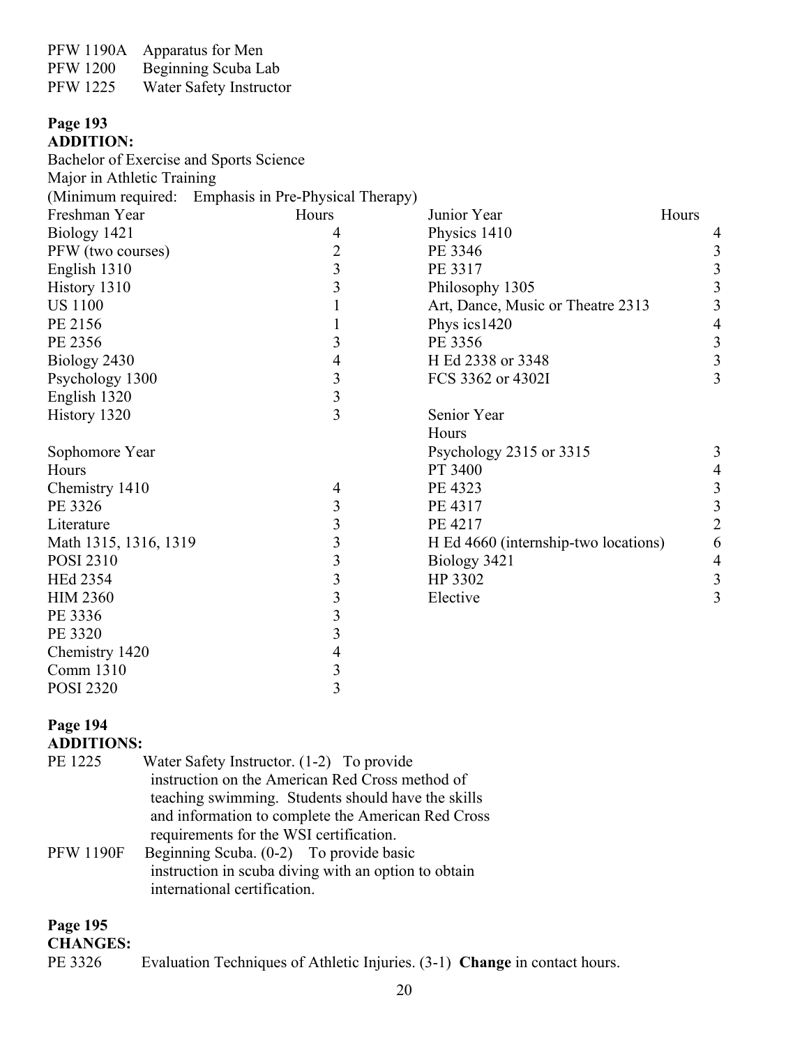PFW 1190A Apparatus for Men
PFW 1200 Beginning Scuba Lab
PFW 1225 Water Safety Instructor

**Page 193**
**ADDITION:**

Bachelor of Exercise and Sports Science
Major in Athletic Training
(Minimum required: Emphasis in Pre-Physical Therapy)

| Freshman Year | Hours |
|---|---|
| Biology 1421 | 4 |
| PFW (two courses) | 2 |
| English 1310 | 3 |
| History 1310 | 3 |
| US 1100 | 1 |
| PE 2156 | 1 |
| PE 2356 | 3 |
| Biology 2430 | 4 |
| Psychology 1300 | 3 |
| English 1320 | 3 |
| History 1320 | 3 |

| Sophomore Year | Hours |
|---|---|
| Chemistry 1410 | 4 |
| PE 3326 | 3 |
| Literature | 3 |
| Math 1315, 1316, 1319 | 3 |
| POSI 2310 | 3 |
| HEd 2354 | 3 |
| HIM 2360 | 3 |
| PE 3336 | 3 |
| PE 3320 | 3 |
| Chemistry 1420 | 4 |
| Comm 1310 | 3 |
| POSI 2320 | 3 |

| Junior Year | Hours |
|---|---|
| Physics 1410 | 4 |
| PE 3346 | 3 |
| PE 3317 | 3 |
| Philosophy 1305 | 3 |
| Art, Dance, Music or Theatre 2313 | 3 |
| Phys ics1420 | 4 |
| PE 3356 | 3 |
| H Ed 2338 or 3348 | 3 |
| FCS 3362 or 4302I | 3 |

| Senior Year | Hours |
|---|---|
| Psychology 2315 or 3315 | 3 |
| PT 3400 | 4 |
| PE 4323 | 3 |
| PE 4317 | 3 |
| PE 4217 | 2 |
| H Ed 4660 (internship-two locations) | 6 |
| Biology 3421 | 4 |
| HP 3302 | 3 |
| Elective | 3 |

**Page 194**
**ADDITIONS:**

PE 1225 Water Safety Instructor. (1-2) To provide instruction on the American Red Cross method of teaching swimming. Students should have the skills and information to complete the American Red Cross requirements for the WSI certification.

PFW 1190F Beginning Scuba. (0-2) To provide basic instruction in scuba diving with an option to obtain international certification.

**Page 195**
**CHANGES:**

PE 3326 Evaluation Techniques of Athletic Injuries. (3-1) **Change** in contact hours.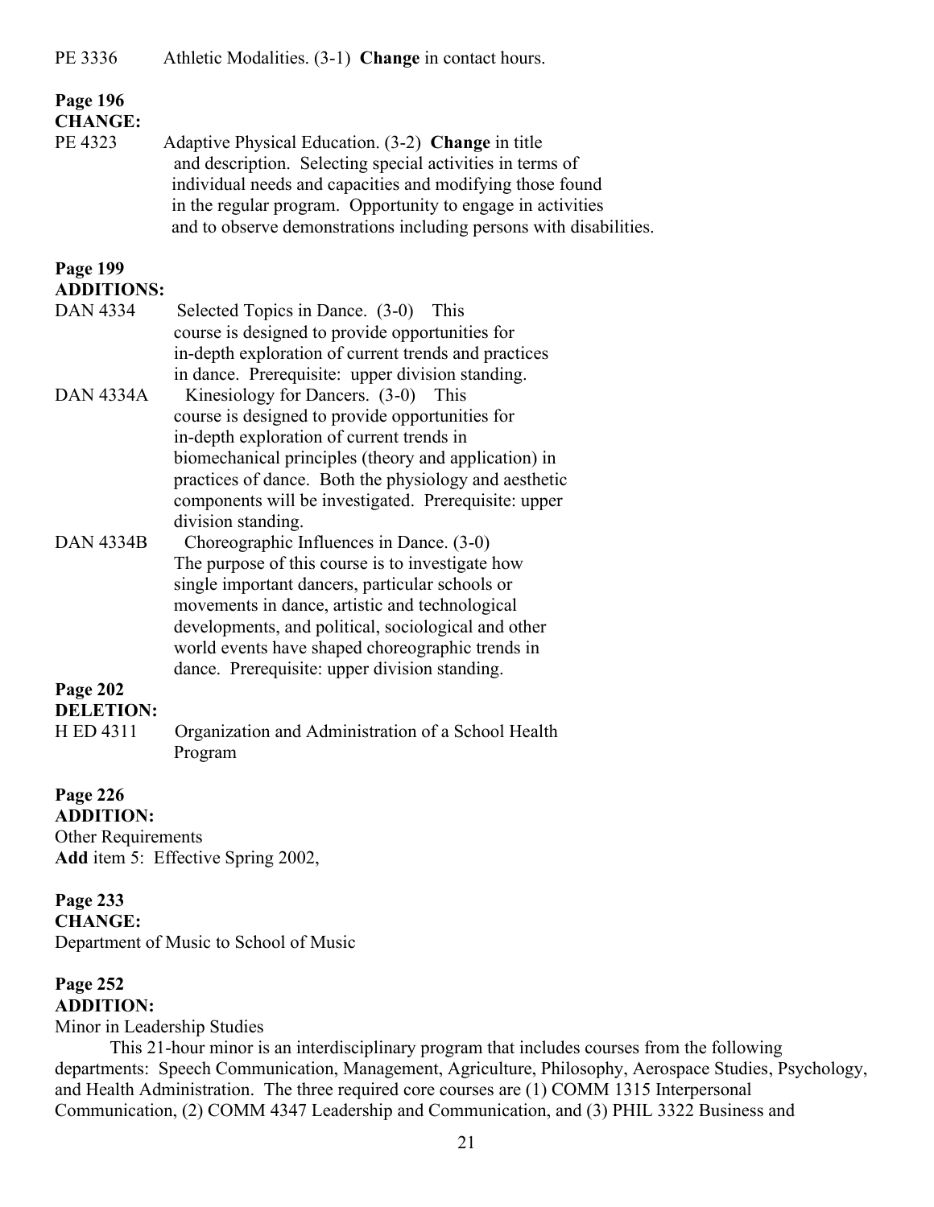PE 3336 Athletic Modalities. (3-1) **Change** in contact hours.

**Page 196**
**CHANGE:**

PE 4323 Adaptive Physical Education. (3-2) **Change** in title and description. Selecting special activities in terms of individual needs and capacities and modifying those found in the regular program. Opportunity to engage in activities and to observe demonstrations including persons with disabilities.

**Page 199**
**ADDITIONS:**

DAN 4334 Selected Topics in Dance. (3-0) This course is designed to provide opportunities for in-depth exploration of current trends and practices in dance. Prerequisite: upper division standing.

DAN 4334A Kinesiology for Dancers. (3-0) This course is designed to provide opportunities for in-depth exploration of current trends in biomechanical principles (theory and application) in practices of dance. Both the physiology and aesthetic components will be investigated. Prerequisite: upper division standing.

DAN 4334B Choreographic Influences in Dance. (3-0) The purpose of this course is to investigate how single important dancers, particular schools or movements in dance, artistic and technological developments, and political, sociological and other world events have shaped choreographic trends in dance. Prerequisite: upper division standing.

**Page 202**
**DELETION:**

H ED 4311 Organization and Administration of a School Health Program

**Page 226**
**ADDITION:**

Other Requirements
**Add** item 5: Effective Spring 2002,

**Page 233**
**CHANGE:**

Department of Music to School of Music

**Page 252**
**ADDITION:**

Minor in Leadership Studies

This 21-hour minor is an interdisciplinary program that includes courses from the following departments: Speech Communication, Management, Agriculture, Philosophy, Aerospace Studies, Psychology, and Health Administration. The three required core courses are (1) COMM 1315 Interpersonal Communication, (2) COMM 4347 Leadership and Communication, and (3) PHIL 3322 Business and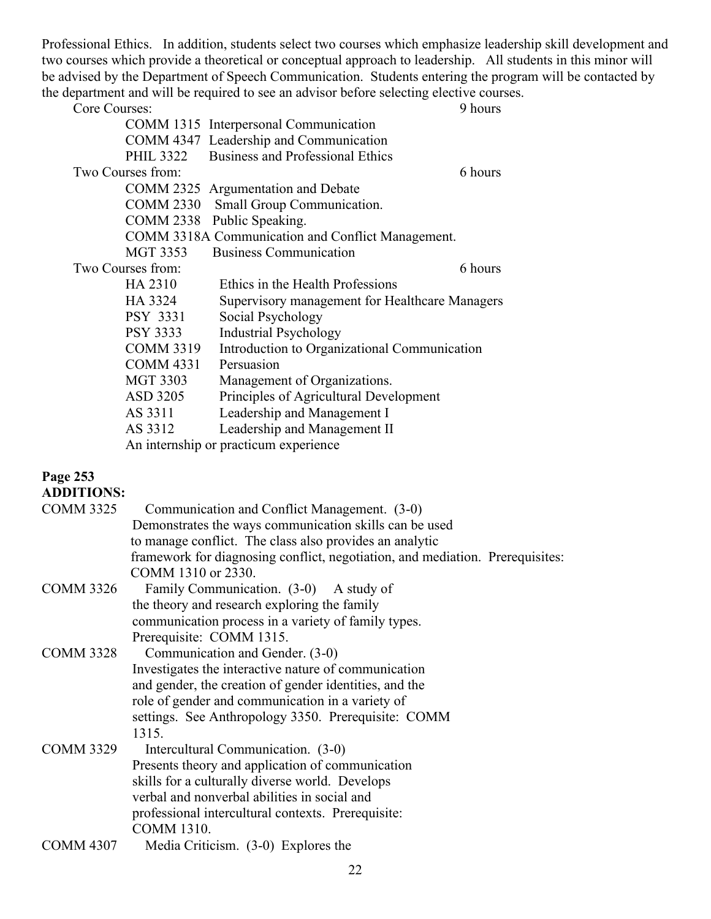Professional Ethics. In addition, students select two courses which emphasize leadership skill development and two courses which provide a theoretical or conceptual approach to leadership. All students in this minor will be advised by the Department of Speech Communication. Students entering the program will be contacted by the department and will be required to see an advisor before selecting elective courses.

Core Courses: 9 hours

- COMM 1315 Interpersonal Communication
- COMM 4347 Leadership and Communication
- PHIL 3322 Business and Professional Ethics

Two Courses from: 6 hours

- COMM 2325 Argumentation and Debate
- COMM 2330 Small Group Communication.
- COMM 2338 Public Speaking.
- COMM 3318A Communication and Conflict Management.
- MGT 3353 Business Communication

Two Courses from: 6 hours

- HA 2310 Ethics in the Health Professions
- HA 3324 Supervisory management for Healthcare Managers
- PSY 3331 Social Psychology
- PSY 3333 Industrial Psychology
- COMM 3319 Introduction to Organizational Communication
- COMM 4331 Persuasion
- MGT 3303 Management of Organizations.
- ASD 3205 Principles of Agricultural Development
- AS 3311 Leadership and Management I
- AS 3312 Leadership and Management II
- An internship or practicum experience

**Page 253**
**ADDITIONS:**

COMM 3325 Communication and Conflict Management. (3-0) Demonstrates the ways communication skills can be used to manage conflict. The class also provides an analytic framework for diagnosing conflict, negotiation, and mediation. Prerequisites: COMM 1310 or 2330.

COMM 3326 Family Communication. (3-0) A study of the theory and research exploring the family communication process in a variety of family types. Prerequisite: COMM 1315.

COMM 3328 Communication and Gender. (3-0) Investigates the interactive nature of communication and gender, the creation of gender identities, and the role of gender and communication in a variety of settings. See Anthropology 3350. Prerequisite: COMM 1315.

COMM 3329 Intercultural Communication. (3-0) Presents theory and application of communication skills for a culturally diverse world. Develops verbal and nonverbal abilities in social and professional intercultural contexts. Prerequisite: COMM 1310.

COMM 4307 Media Criticism. (3-0) Explores the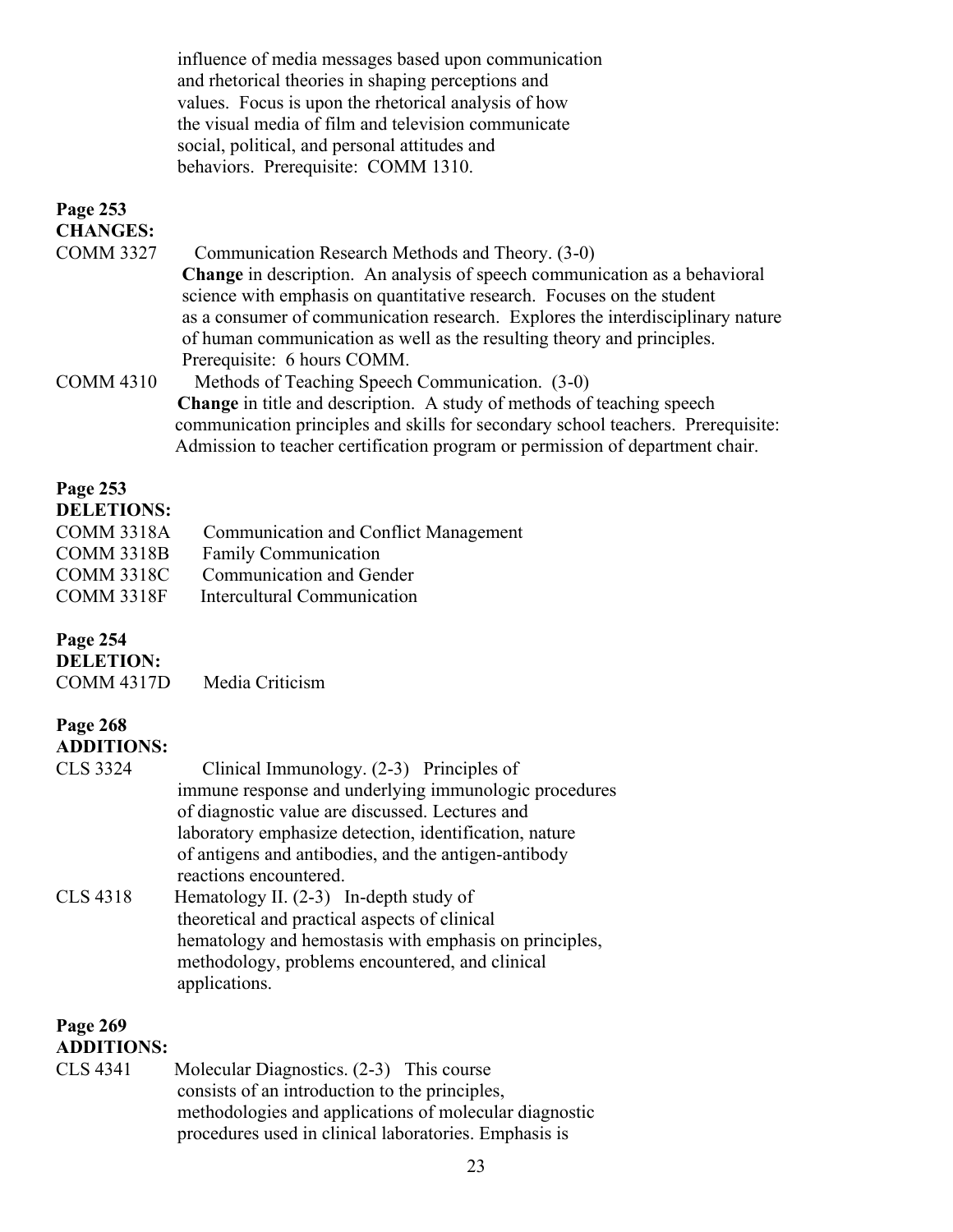influence of media messages based upon communication and rhetorical theories in shaping perceptions and values. Focus is upon the rhetorical analysis of how the visual media of film and television communicate social, political, and personal attitudes and behaviors. Prerequisite: COMM 1310.

**Page 253**
**CHANGES:**

COMM 3327 Communication Research Methods and Theory. (3-0)
**Change** in description. An analysis of speech communication as a behavioral science with emphasis on quantitative research. Focuses on the student as a consumer of communication research. Explores the interdisciplinary nature of human communication as well as the resulting theory and principles. Prerequisite: 6 hours COMM.

COMM 4310 Methods of Teaching Speech Communication. (3-0)
**Change** in title and description. A study of methods of teaching speech communication principles and skills for secondary school teachers. Prerequisite: Admission to teacher certification program or permission of department chair.

**Page 253**
**DELETIONS:**

COMM 3318A Communication and Conflict Management
COMM 3318B Family Communication
COMM 3318C Communication and Gender
COMM 3318F Intercultural Communication

**Page 254**
**DELETION:**

COMM 4317D Media Criticism

**Page 268**
**ADDITIONS:**

CLS 3324 Clinical Immunology. (2-3) Principles of immune response and underlying immunologic procedures of diagnostic value are discussed. Lectures and laboratory emphasize detection, identification, nature of antigens and antibodies, and the antigen-antibody reactions encountered.

CLS 4318 Hematology II. (2-3) In-depth study of theoretical and practical aspects of clinical hematology and hemostasis with emphasis on principles, methodology, problems encountered, and clinical applications.

**Page 269**
**ADDITIONS:**

CLS 4341 Molecular Diagnostics. (2-3) This course consists of an introduction to the principles, methodologies and applications of molecular diagnostic procedures used in clinical laboratories. Emphasis is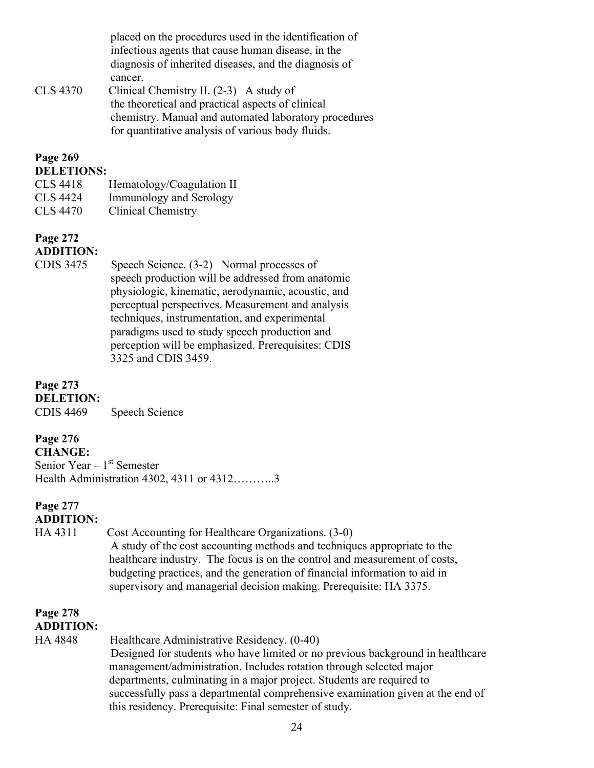placed on the procedures used in the identification of infectious agents that cause human disease, in the diagnosis of inherited diseases, and the diagnosis of cancer.

CLS 4370 Clinical Chemistry II. (2-3) A study of the theoretical and practical aspects of clinical chemistry. Manual and automated laboratory procedures for quantitative analysis of various body fluids.

**Page 269**

**DELETIONS:**

CLS 4418 Hematology/Coagulation II

CLS 4424 Immunology and Serology

CLS 4470 Clinical Chemistry

**Page 272**

**ADDITION:**

CDIS 3475 Speech Science. (3-2) Normal processes of speech production will be addressed from anatomic physiologic, kinematic, aerodynamic, acoustic, and perceptual perspectives. Measurement and analysis techniques, instrumentation, and experimental paradigms used to study speech production and perception will be emphasized. Prerequisites: CDIS 3325 and CDIS 3459.

**Page 273**

**DELETION:**

CDIS 4469 Speech Science

**Page 276**

**CHANGE:**

Senior Year – 1st Semester

Health Administration 4302, 4311 or 4312………..3

**Page 277**

**ADDITION:**

HA 4311 Cost Accounting for Healthcare Organizations. (3-0) A study of the cost accounting methods and techniques appropriate to the healthcare industry. The focus is on the control and measurement of costs, budgeting practices, and the generation of financial information to aid in supervisory and managerial decision making. Prerequisite: HA 3375.

**Page 278**

**ADDITION:**

HA 4848 Healthcare Administrative Residency. (0-40) Designed for students who have limited or no previous background in healthcare management/administration. Includes rotation through selected major departments, culminating in a major project. Students are required to successfully pass a departmental comprehensive examination given at the end of this residency. Prerequisite: Final semester of study.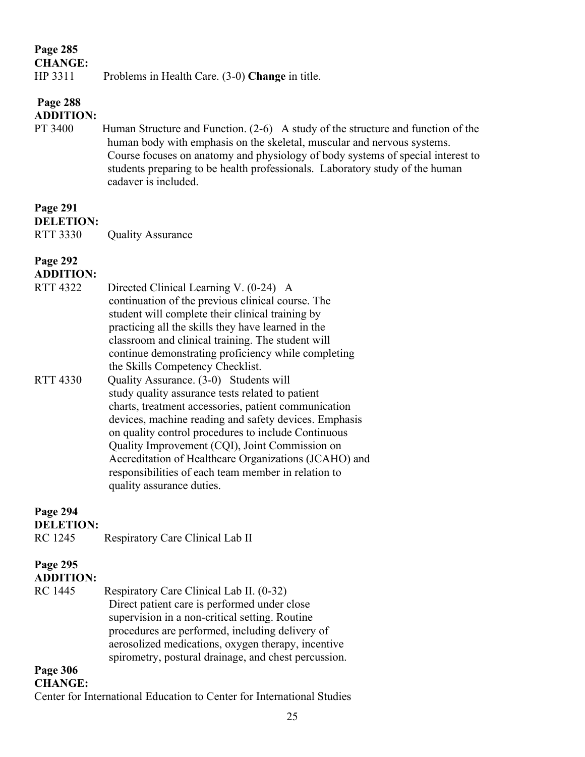**Page 285**
**CHANGE:**
HP 3311 Problems in Health Care. (3-0) **Change** in title.

**Page 288**
**ADDITION:**
PT 3400 Human Structure and Function. (2-6) A study of the structure and function of the human body with emphasis on the skeletal, muscular and nervous systems. Course focuses on anatomy and physiology of body systems of special interest to students preparing to be health professionals. Laboratory study of the human cadaver is included.

**Page 291**
**DELETION:**
RTT 3330 Quality Assurance

**Page 292**
**ADDITION:**
RTT 4322 Directed Clinical Learning V. (0-24) A continuation of the previous clinical course. The student will complete their clinical training by practicing all the skills they have learned in the classroom and clinical training. The student will continue demonstrating proficiency while completing the Skills Competency Checklist.

RTT 4330 Quality Assurance. (3-0) Students will study quality assurance tests related to patient charts, treatment accessories, patient communication devices, machine reading and safety devices. Emphasis on quality control procedures to include Continuous Quality Improvement (CQI), Joint Commission on Accreditation of Healthcare Organizations (JCAHO) and responsibilities of each team member in relation to quality assurance duties.

**Page 294**
**DELETION:**
RC 1245 Respiratory Care Clinical Lab II

**Page 295**
**ADDITION:**
RC 1445 Respiratory Care Clinical Lab II. (0-32) Direct patient care is performed under close supervision in a non-critical setting. Routine procedures are performed, including delivery of aerosolized medications, oxygen therapy, incentive spirometry, postural drainage, and chest percussion.

**Page 306**
**CHANGE:**
Center for International Education to Center for International Studies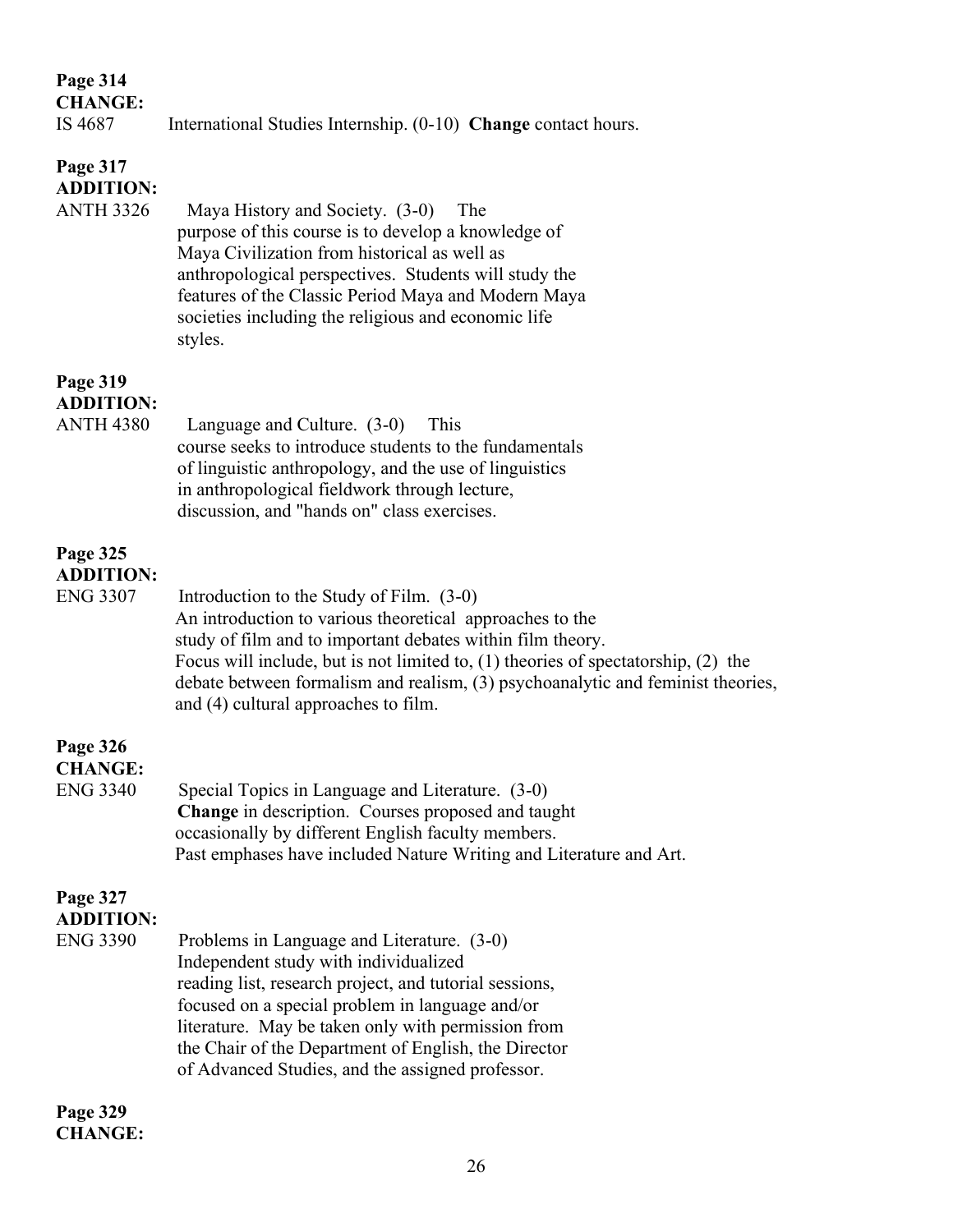**Page 314**
**CHANGE:**

IS 4687 International Studies Internship. (0-10) **Change** contact hours.

**Page 317**
**ADDITION:**

ANTH 3326 Maya History and Society. (3-0) The purpose of this course is to develop a knowledge of Maya Civilization from historical as well as anthropological perspectives. Students will study the features of the Classic Period Maya and Modern Maya societies including the religious and economic life styles.

**Page 319**
**ADDITION:**

ANTH 4380 Language and Culture. (3-0) This course seeks to introduce students to the fundamentals of linguistic anthropology, and the use of linguistics in anthropological fieldwork through lecture, discussion, and "hands on" class exercises.

**Page 325**
**ADDITION:**

ENG 3307 Introduction to the Study of Film. (3-0) An introduction to various theoretical approaches to the study of film and to important debates within film theory. Focus will include, but is not limited to, (1) theories of spectatorship, (2) the debate between formalism and realism, (3) psychoanalytic and feminist theories, and (4) cultural approaches to film.

**Page 326**
**CHANGE:**

ENG 3340 Special Topics in Language and Literature. (3-0) **Change** in description. Courses proposed and taught occasionally by different English faculty members. Past emphases have included Nature Writing and Literature and Art.

**Page 327**
**ADDITION:**

ENG 3390 Problems in Language and Literature. (3-0) Independent study with individualized reading list, research project, and tutorial sessions, focused on a special problem in language and/or literature. May be taken only with permission from the Chair of the Department of English, the Director of Advanced Studies, and the assigned professor.

**Page 329**
**CHANGE:**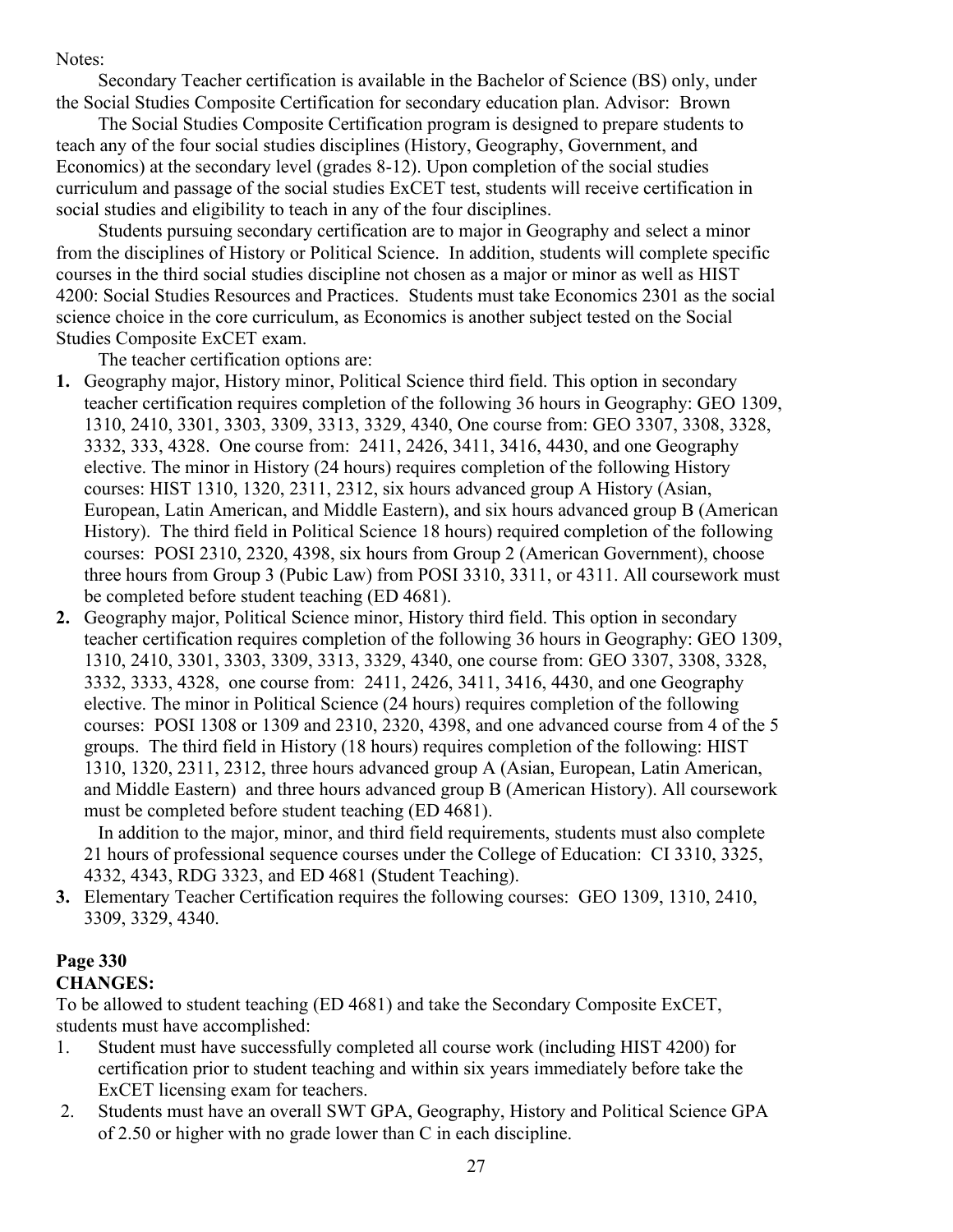Notes:

Secondary Teacher certification is available in the Bachelor of Science (BS) only, under the Social Studies Composite Certification for secondary education plan. Advisor: Brown

The Social Studies Composite Certification program is designed to prepare students to teach any of the four social studies disciplines (History, Geography, Government, and Economics) at the secondary level (grades 8-12). Upon completion of the social studies curriculum and passage of the social studies ExCET test, students will receive certification in social studies and eligibility to teach in any of the four disciplines.

Students pursuing secondary certification are to major in Geography and select a minor from the disciplines of History or Political Science. In addition, students will complete specific courses in the third social studies discipline not chosen as a major or minor as well as HIST 4200: Social Studies Resources and Practices. Students must take Economics 2301 as the social science choice in the core curriculum, as Economics is another subject tested on the Social Studies Composite ExCET exam.

The teacher certification options are:

1. Geography major, History minor, Political Science third field. This option in secondary teacher certification requires completion of the following 36 hours in Geography: GEO 1309, 1310, 2410, 3301, 3303, 3309, 3313, 3329, 4340, One course from: GEO 3307, 3308, 3328, 3332, 333, 4328. One course from: 2411, 2426, 3411, 3416, 4430, and one Geography elective. The minor in History (24 hours) requires completion of the following History courses: HIST 1310, 1320, 2311, 2312, six hours advanced group A History (Asian, European, Latin American, and Middle Eastern), and six hours advanced group B (American History). The third field in Political Science 18 hours) required completion of the following courses: POSI 2310, 2320, 4398, six hours from Group 2 (American Government), choose three hours from Group 3 (Pubic Law) from POSI 3310, 3311, or 4311. All coursework must be completed before student teaching (ED 4681).
2. Geography major, Political Science minor, History third field. This option in secondary teacher certification requires completion of the following 36 hours in Geography: GEO 1309, 1310, 2410, 3301, 3303, 3309, 3313, 3329, 4340, one course from: GEO 3307, 3308, 3328, 3332, 3333, 4328, one course from: 2411, 2426, 3411, 3416, 4430, and one Geography elective. The minor in Political Science (24 hours) requires completion of the following courses: POSI 1308 or 1309 and 2310, 2320, 4398, and one advanced course from 4 of the 5 groups. The third field in History (18 hours) requires completion of the following: HIST 1310, 1320, 2311, 2312, three hours advanced group A (Asian, European, Latin American, and Middle Eastern) and three hours advanced group B (American History). All coursework must be completed before student teaching (ED 4681).

   In addition to the major, minor, and third field requirements, students must also complete 21 hours of professional sequence courses under the College of Education: CI 3310, 3325, 4332, 4343, RDG 3323, and ED 4681 (Student Teaching).
3. Elementary Teacher Certification requires the following courses: GEO 1309, 1310, 2410, 3309, 3329, 4340.

**Page 330**

**CHANGES:**

To be allowed to student teaching (ED 4681) and take the Secondary Composite ExCET, students must have accomplished:

1. Student must have successfully completed all course work (including HIST 4200) for certification prior to student teaching and within six years immediately before take the ExCET licensing exam for teachers.
2. Students must have an overall SWT GPA, Geography, History and Political Science GPA of 2.50 or higher with no grade lower than C in each discipline.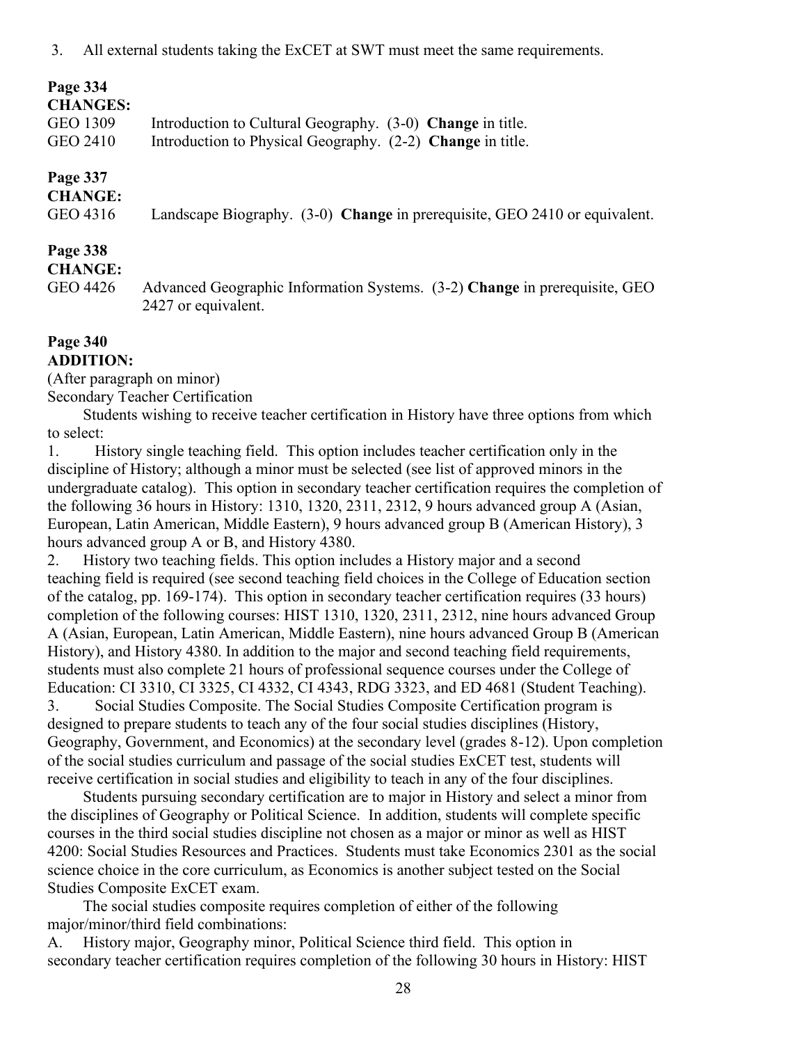3. All external students taking the ExCET at SWT must meet the same requirements.

**Page 334**
**CHANGES:**

GEO 1309 Introduction to Cultural Geography. (3-0) **Change** in title.
GEO 2410 Introduction to Physical Geography. (2-2) **Change** in title.

**Page 337**
**CHANGE:**

GEO 4316 Landscape Biography. (3-0) **Change** in prerequisite, GEO 2410 or equivalent.

**Page 338**
**CHANGE:**

GEO 4426 Advanced Geographic Information Systems. (3-2) **Change** in prerequisite, GEO 2427 or equivalent.

**Page 340**
**ADDITION:**

(After paragraph on minor)
Secondary Teacher Certification

Students wishing to receive teacher certification in History have three options from which to select:

1. History single teaching field. This option includes teacher certification only in the discipline of History; although a minor must be selected (see list of approved minors in the undergraduate catalog). This option in secondary teacher certification requires the completion of the following 36 hours in History: 1310, 1320, 2311, 2312, 9 hours advanced group A (Asian, European, Latin American, Middle Eastern), 9 hours advanced group B (American History), 3 hours advanced group A or B, and History 4380.
2. History two teaching fields. This option includes a History major and a second teaching field is required (see second teaching field choices in the College of Education section of the catalog, pp. 169-174). This option in secondary teacher certification requires (33 hours) completion of the following courses: HIST 1310, 1320, 2311, 2312, nine hours advanced Group A (Asian, European, Latin American, Middle Eastern), nine hours advanced Group B (American History), and History 4380. In addition to the major and second teaching field requirements, students must also complete 21 hours of professional sequence courses under the College of Education: CI 3310, CI 3325, CI 4332, CI 4343, RDG 3323, and ED 4681 (Student Teaching).
3. Social Studies Composite. The Social Studies Composite Certification program is designed to prepare students to teach any of the four social studies disciplines (History, Geography, Government, and Economics) at the secondary level (grades 8-12). Upon completion of the social studies curriculum and passage of the social studies ExCET test, students will receive certification in social studies and eligibility to teach in any of the four disciplines.

Students pursuing secondary certification are to major in History and select a minor from the disciplines of Geography or Political Science. In addition, students will complete specific courses in the third social studies discipline not chosen as a major or minor as well as HIST 4200: Social Studies Resources and Practices. Students must take Economics 2301 as the social science choice in the core curriculum, as Economics is another subject tested on the Social Studies Composite ExCET exam.

The social studies composite requires completion of either of the following major/minor/third field combinations:

A. History major, Geography minor, Political Science third field. This option in secondary teacher certification requires completion of the following 30 hours in History: HIST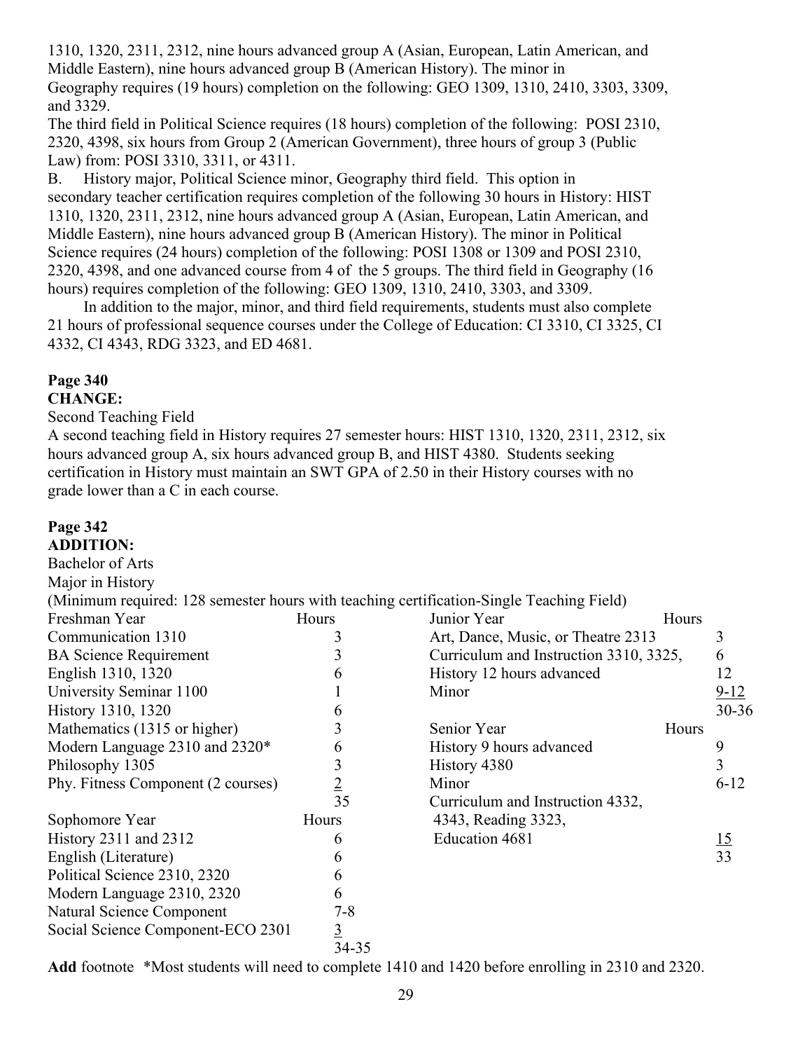1310, 1320, 2311, 2312, nine hours advanced group A (Asian, European, Latin American, and Middle Eastern), nine hours advanced group B (American History). The minor in Geography requires (19 hours) completion on the following: GEO 1309, 1310, 2410, 3303, 3309, and 3329.

The third field in Political Science requires (18 hours) completion of the following: POSI 2310, 2320, 4398, six hours from Group 2 (American Government), three hours of group 3 (Public Law) from: POSI 3310, 3311, or 4311.

B. History major, Political Science minor, Geography third field. This option in secondary teacher certification requires completion of the following 30 hours in History: HIST 1310, 1320, 2311, 2312, nine hours advanced group A (Asian, European, Latin American, and Middle Eastern), nine hours advanced group B (American History). The minor in Political Science requires (24 hours) completion of the following: POSI 1308 or 1309 and POSI 2310, 2320, 4398, and one advanced course from 4 of the 5 groups. The third field in Geography (16 hours) requires completion of the following: GEO 1309, 1310, 2410, 3303, and 3309.

In addition to the major, minor, and third field requirements, students must also complete 21 hours of professional sequence courses under the College of Education: CI 3310, CI 3325, CI 4332, CI 4343, RDG 3323, and ED 4681.

**Page 340**
**CHANGE:**

Second Teaching Field

A second teaching field in History requires 27 semester hours: HIST 1310, 1320, 2311, 2312, six hours advanced group A, six hours advanced group B, and HIST 4380. Students seeking certification in History must maintain an SWT GPA of 2.50 in their History courses with no grade lower than a C in each course.

**Page 342**
**ADDITION:**

Bachelor of Arts

Major in History

(Minimum required: 128 semester hours with teaching certification-Single Teaching Field)

| Freshman Year | Hours |
|---|---|
| Communication 1310 | 3 |
| BA Science Requirement | 3 |
| English 1310, 1320 | 6 |
| University Seminar 1100 | 1 |
| History 1310, 1320 | 6 |
| Mathematics (1315 or higher) | 3 |
| Modern Language 2310 and 2320* | 6 |
| Philosophy 1305 | 3 |
| Phy. Fitness Component (2 courses) | 2 |
| | 35 |

| Sophomore Year | Hours |
|---|---|
| History 2311 and 2312 | 6 |
| English (Literature) | 6 |
| Political Science 2310, 2320 | 6 |
| Modern Language 2310, 2320 | 6 |
| Natural Science Component | 7-8 |
| Social Science Component-ECO 2301 | 3 |
| | 34-35 |

| Junior Year | Hours |
|---|---|
| Art, Dance, Music, or Theatre 2313 | 3 |
| Curriculum and Instruction 3310, 3325, | 6 |
| History 12 hours advanced | 12 |
| Minor | 9-12 |
| | 30-36 |

| Senior Year | Hours |
|---|---|
| History 9 hours advanced | 9 |
| History 4380 | 3 |
| Minor | 6-12 |
| Curriculum and Instruction 4332, 4343, Reading 3323, Education 4681 | 15 |
| | 33 |

**Add** footnote *Most students will need to complete 1410 and 1420 before enrolling in 2310 and 2320.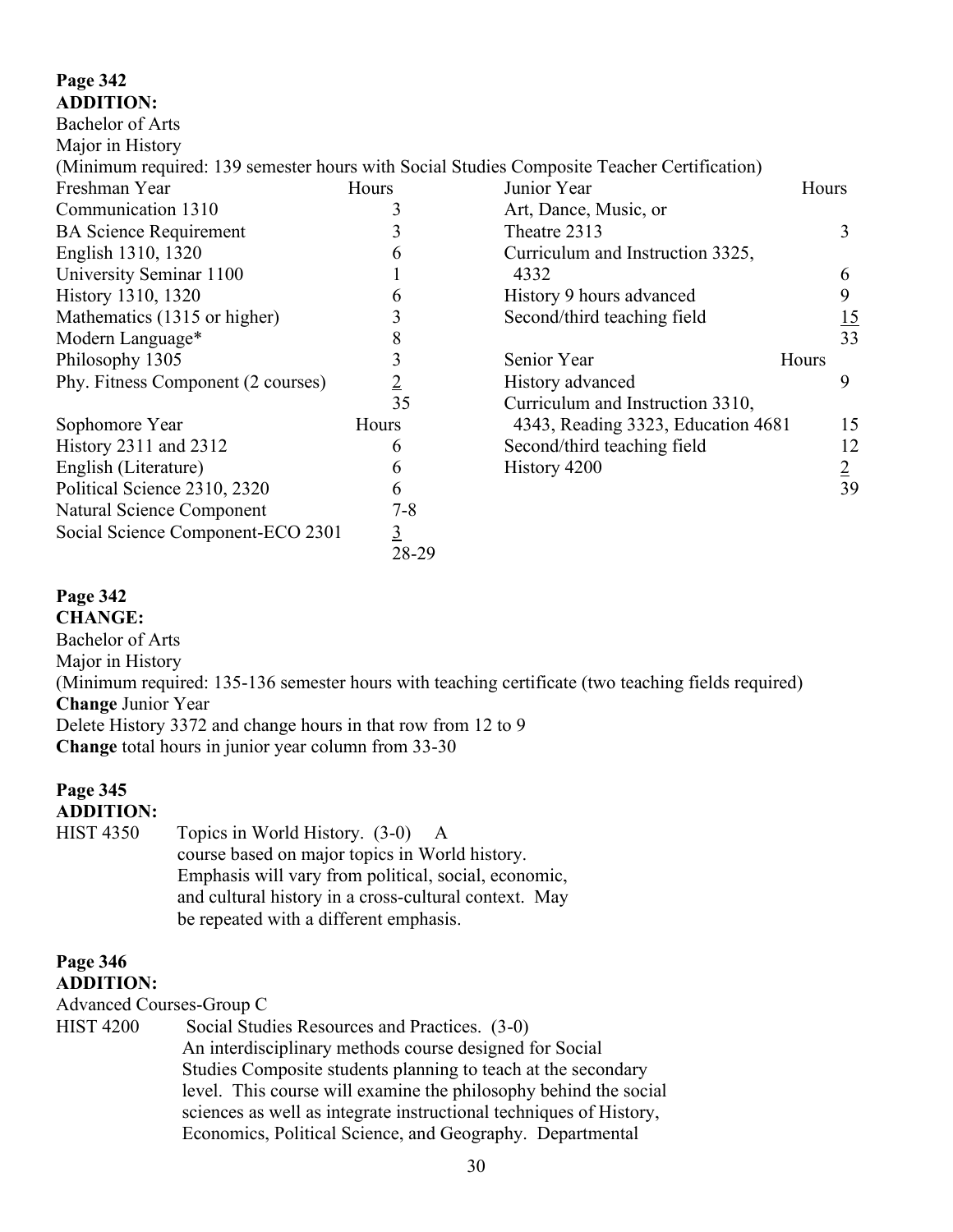**Page 342**
**ADDITION:**
Bachelor of Arts
Major in History
(Minimum required: 139 semester hours with Social Studies Composite Teacher Certification)

| Freshman Year | Hours | Junior Year | Hours |
|---|---|---|---|
| Communication 1310 | 3 | Art, Dance, Music, or Theatre 2313 | 3 |
| BA Science Requirement | 3 | Curriculum and Instruction 3325, 4332 | 6 |
| English 1310, 1320 | 6 | History 9 hours advanced | 9 |
| University Seminar 1100 | 1 | Second/third teaching field | 15 |
| History 1310, 1320 | 6 | | 33 |
| Mathematics (1315 or higher) | 3 | **Senior Year** | **Hours** |
| Modern Language* | 8 | History advanced | 9 |
| Philosophy 1305 | 3 | Curriculum and Instruction 3310, 4343, Reading 3323, Education 4681 | 15 |
| Phy. Fitness Component (2 courses) | 2 | Second/third teaching field | 12 |
| | 35 | History 4200 | 2 |
| **Sophomore Year** | **Hours** | | 39 |
| History 2311 and 2312 | 6 | | |
| English (Literature) | 6 | | |
| Political Science 2310, 2320 | 6 | | |
| Natural Science Component | 7-8 | | |
| Social Science Component-ECO 2301 | 3 | | |
| | 28-29 | | |

**Page 342**
**CHANGE:**
Bachelor of Arts
Major in History
(Minimum required: 135-136 semester hours with teaching certificate (two teaching fields required)
**Change** Junior Year
Delete History 3372 and change hours in that row from 12 to 9
**Change** total hours in junior year column from 33-30

**Page 345**
**ADDITION:**

HIST 4350 Topics in World History. (3-0) A course based on major topics in World history. Emphasis will vary from political, social, economic, and cultural history in a cross-cultural context. May be repeated with a different emphasis.

**Page 346**
**ADDITION:**
Advanced Courses-Group C

HIST 4200 Social Studies Resources and Practices. (3-0) An interdisciplinary methods course designed for Social Studies Composite students planning to teach at the secondary level. This course will examine the philosophy behind the social sciences as well as integrate instructional techniques of History, Economics, Political Science, and Geography. Departmental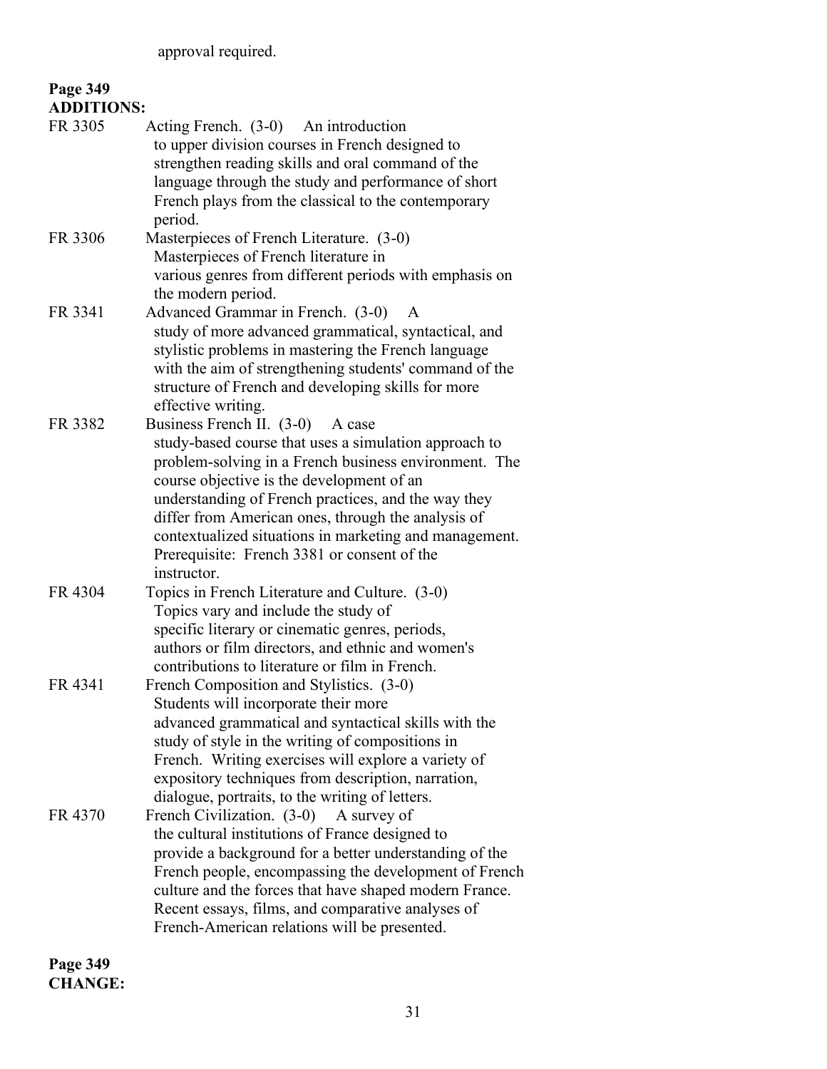approval required.

**Page 349**
**ADDITIONS:**

FR 3305 Acting French. (3-0) An introduction to upper division courses in French designed to strengthen reading skills and oral command of the language through the study and performance of short French plays from the classical to the contemporary period.

FR 3306 Masterpieces of French Literature. (3-0) Masterpieces of French literature in various genres from different periods with emphasis on the modern period.

FR 3341 Advanced Grammar in French. (3-0) A study of more advanced grammatical, syntactical, and stylistic problems in mastering the French language with the aim of strengthening students' command of the structure of French and developing skills for more effective writing.

FR 3382 Business French II. (3-0) A case study-based course that uses a simulation approach to problem-solving in a French business environment. The course objective is the development of an understanding of French practices, and the way they differ from American ones, through the analysis of contextualized situations in marketing and management. Prerequisite: French 3381 or consent of the instructor.

FR 4304 Topics in French Literature and Culture. (3-0) Topics vary and include the study of specific literary or cinematic genres, periods, authors or film directors, and ethnic and women's contributions to literature or film in French.

FR 4341 French Composition and Stylistics. (3-0) Students will incorporate their more advanced grammatical and syntactical skills with the study of style in the writing of compositions in French. Writing exercises will explore a variety of expository techniques from description, narration, dialogue, portraits, to the writing of letters.

FR 4370 French Civilization. (3-0) A survey of the cultural institutions of France designed to provide a background for a better understanding of the French people, encompassing the development of French culture and the forces that have shaped modern France. Recent essays, films, and comparative analyses of French-American relations will be presented.

**Page 349**
**CHANGE:**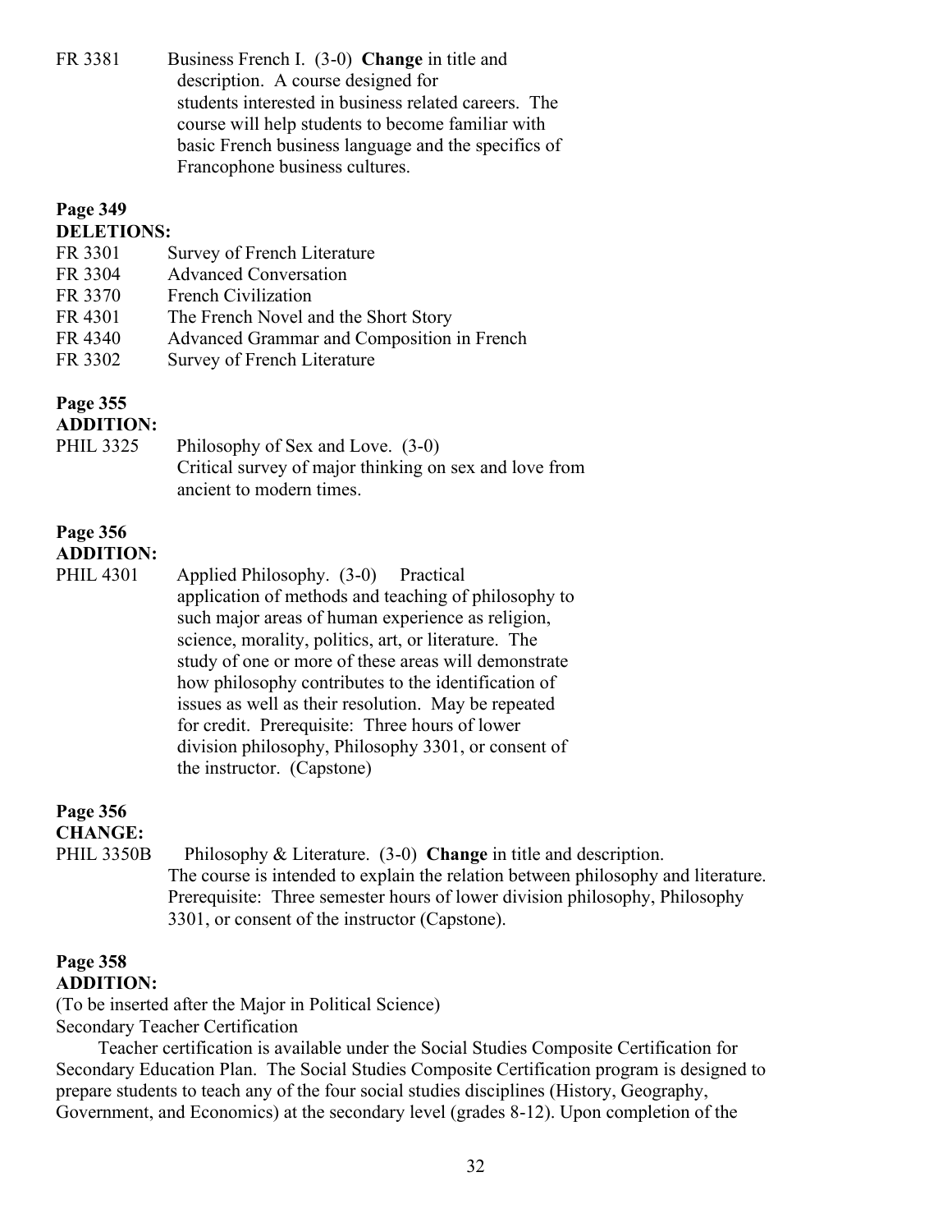FR 3381 Business French I. (3-0) **Change** in title and description. A course designed for students interested in business related careers. The course will help students to become familiar with basic French business language and the specifics of Francophone business cultures.

**Page 349**
**DELETIONS:**

FR 3301 Survey of French Literature
FR 3304 Advanced Conversation
FR 3370 French Civilization
FR 4301 The French Novel and the Short Story
FR 4340 Advanced Grammar and Composition in French
FR 3302 Survey of French Literature

**Page 355**
**ADDITION:**

PHIL 3325 Philosophy of Sex and Love. (3-0) Critical survey of major thinking on sex and love from ancient to modern times.

**Page 356**
**ADDITION:**

PHIL 4301 Applied Philosophy. (3-0) Practical application of methods and teaching of philosophy to such major areas of human experience as religion, science, morality, politics, art, or literature. The study of one or more of these areas will demonstrate how philosophy contributes to the identification of issues as well as their resolution. May be repeated for credit. Prerequisite: Three hours of lower division philosophy, Philosophy 3301, or consent of the instructor. (Capstone)

**Page 356**
**CHANGE:**

PHIL 3350B Philosophy & Literature. (3-0) **Change** in title and description. The course is intended to explain the relation between philosophy and literature. Prerequisite: Three semester hours of lower division philosophy, Philosophy 3301, or consent of the instructor (Capstone).

**Page 358**
**ADDITION:**

(To be inserted after the Major in Political Science)
Secondary Teacher Certification

Teacher certification is available under the Social Studies Composite Certification for Secondary Education Plan. The Social Studies Composite Certification program is designed to prepare students to teach any of the four social studies disciplines (History, Geography, Government, and Economics) at the secondary level (grades 8-12). Upon completion of the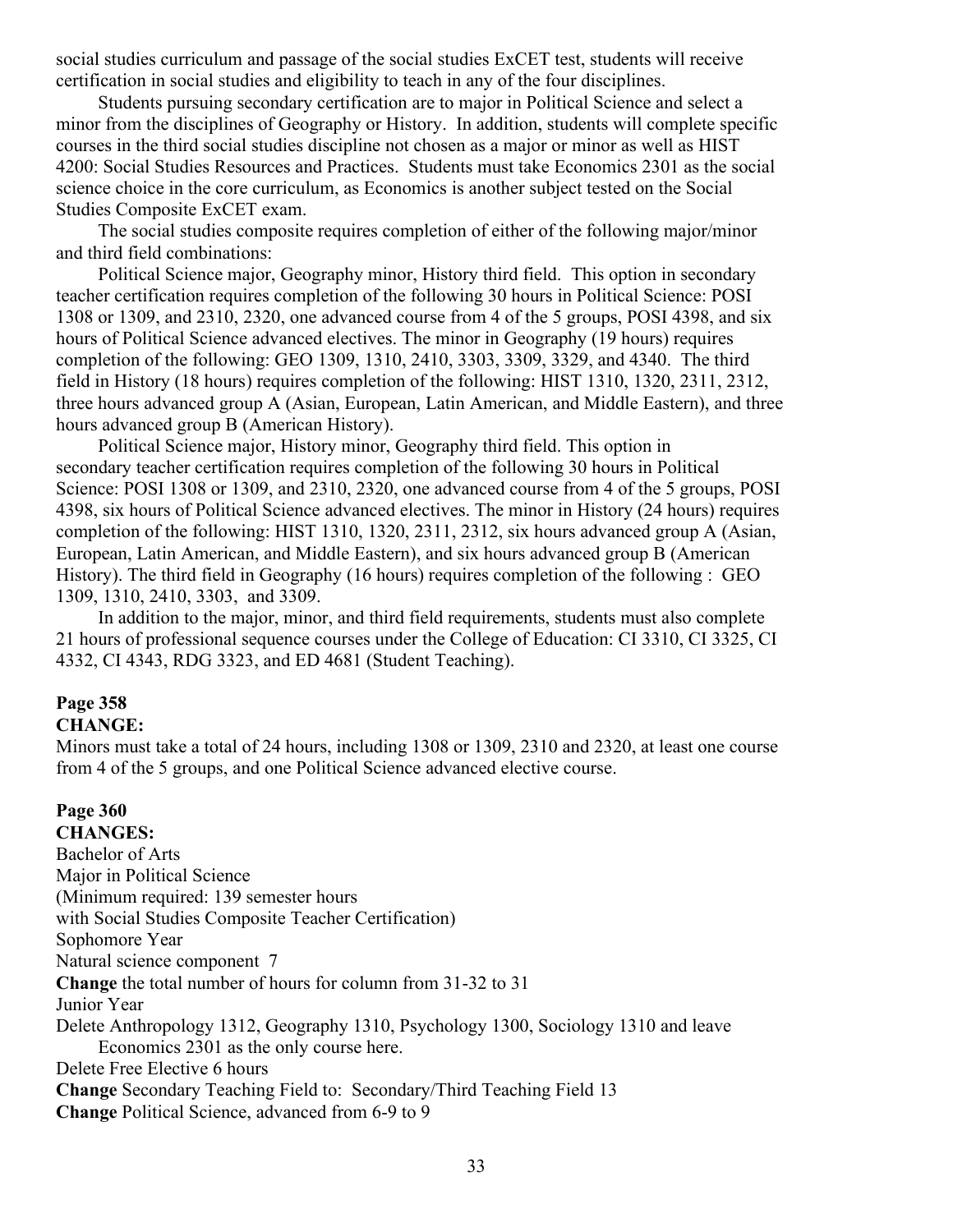social studies curriculum and passage of the social studies ExCET test, students will receive certification in social studies and eligibility to teach in any of the four disciplines.

Students pursuing secondary certification are to major in Political Science and select a minor from the disciplines of Geography or History. In addition, students will complete specific courses in the third social studies discipline not chosen as a major or minor as well as HIST 4200: Social Studies Resources and Practices. Students must take Economics 2301 as the social science choice in the core curriculum, as Economics is another subject tested on the Social Studies Composite ExCET exam.

The social studies composite requires completion of either of the following major/minor and third field combinations:

Political Science major, Geography minor, History third field. This option in secondary teacher certification requires completion of the following 30 hours in Political Science: POSI 1308 or 1309, and 2310, 2320, one advanced course from 4 of the 5 groups, POSI 4398, and six hours of Political Science advanced electives. The minor in Geography (19 hours) requires completion of the following: GEO 1309, 1310, 2410, 3303, 3309, 3329, and 4340. The third field in History (18 hours) requires completion of the following: HIST 1310, 1320, 2311, 2312, three hours advanced group A (Asian, European, Latin American, and Middle Eastern), and three hours advanced group B (American History).

Political Science major, History minor, Geography third field. This option in secondary teacher certification requires completion of the following 30 hours in Political Science: POSI 1308 or 1309, and 2310, 2320, one advanced course from 4 of the 5 groups, POSI 4398, six hours of Political Science advanced electives. The minor in History (24 hours) requires completion of the following: HIST 1310, 1320, 2311, 2312, six hours advanced group A (Asian, European, Latin American, and Middle Eastern), and six hours advanced group B (American History). The third field in Geography (16 hours) requires completion of the following : GEO 1309, 1310, 2410, 3303, and 3309.

In addition to the major, minor, and third field requirements, students must also complete 21 hours of professional sequence courses under the College of Education: CI 3310, CI 3325, CI 4332, CI 4343, RDG 3323, and ED 4681 (Student Teaching).

**Page 358**
**CHANGE:**
Minors must take a total of 24 hours, including 1308 or 1309, 2310 and 2320, at least one course from 4 of the 5 groups, and one Political Science advanced elective course.

**Page 360**
**CHANGES:**
Bachelor of Arts
Major in Political Science
(Minimum required: 139 semester hours
with Social Studies Composite Teacher Certification)
Sophomore Year
Natural science component 7
**Change** the total number of hours for column from 31-32 to 31
Junior Year
Delete Anthropology 1312, Geography 1310, Psychology 1300, Sociology 1310 and leave Economics 2301 as the only course here.
Delete Free Elective 6 hours
**Change** Secondary Teaching Field to: Secondary/Third Teaching Field 13
**Change** Political Science, advanced from 6-9 to 9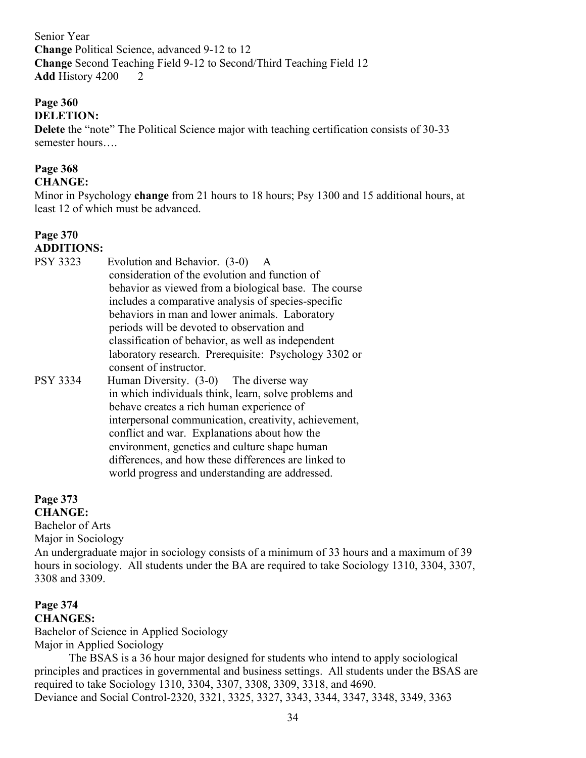Senior Year
**Change** Political Science, advanced 9-12 to 12
**Change** Second Teaching Field 9-12 to Second/Third Teaching Field 12
**Add** History 4200    2

**Page 360**
**DELETION:**
**Delete** the "note" The Political Science major with teaching certification consists of 30-33 semester hours….

**Page 368**
**CHANGE:**
Minor in Psychology **change** from 21 hours to 18 hours; Psy 1300 and 15 additional hours, at least 12 of which must be advanced.

**Page 370**
**ADDITIONS:**

PSY 3323    Evolution and Behavior. (3-0) A consideration of the evolution and function of behavior as viewed from a biological base. The course includes a comparative analysis of species-specific behaviors in man and lower animals. Laboratory periods will be devoted to observation and classification of behavior, as well as independent laboratory research. Prerequisite: Psychology 3302 or consent of instructor.

PSY 3334    Human Diversity. (3-0) The diverse way in which individuals think, learn, solve problems and behave creates a rich human experience of interpersonal communication, creativity, achievement, conflict and war. Explanations about how the environment, genetics and culture shape human differences, and how these differences are linked to world progress and understanding are addressed.

**Page 373**
**CHANGE:**
Bachelor of Arts
Major in Sociology
An undergraduate major in sociology consists of a minimum of 33 hours and a maximum of 39 hours in sociology. All students under the BA are required to take Sociology 1310, 3304, 3307, 3308 and 3309.

**Page 374**
**CHANGES:**
Bachelor of Science in Applied Sociology
Major in Applied Sociology

The BSAS is a 36 hour major designed for students who intend to apply sociological principles and practices in governmental and business settings. All students under the BSAS are required to take Sociology 1310, 3304, 3307, 3308, 3309, 3318, and 4690.
Deviance and Social Control-2320, 3321, 3325, 3327, 3343, 3344, 3347, 3348, 3349, 3363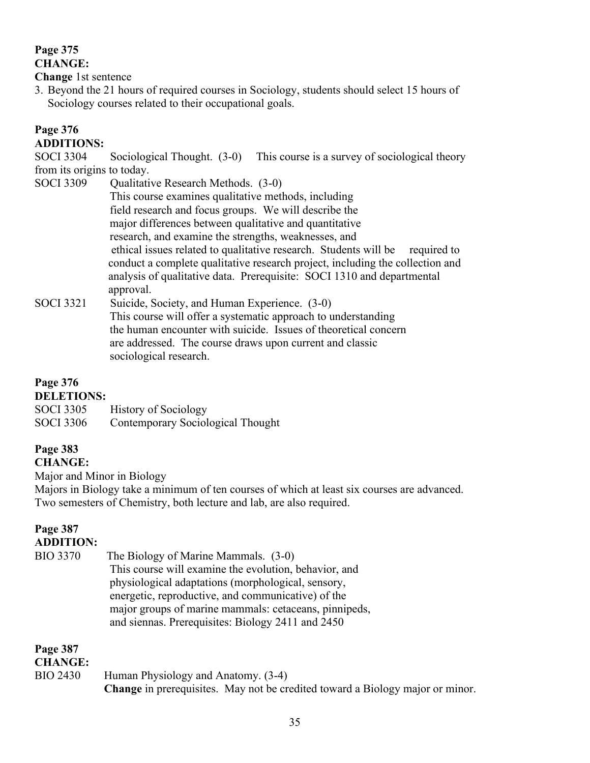**Page 375**
**CHANGE:**
**Change** 1st sentence

3. Beyond the 21 hours of required courses in Sociology, students should select 15 hours of Sociology courses related to their occupational goals.

**Page 376**
**ADDITIONS:**

SOCI 3304 Sociological Thought. (3-0) This course is a survey of sociological theory from its origins to today.

SOCI 3309 Qualitative Research Methods. (3-0)
This course examines qualitative methods, including field research and focus groups. We will describe the major differences between qualitative and quantitative research, and examine the strengths, weaknesses, and ethical issues related to qualitative research. Students will be required to conduct a complete qualitative research project, including the collection and analysis of qualitative data. Prerequisite: SOCI 1310 and departmental approval.

SOCI 3321 Suicide, Society, and Human Experience. (3-0)
This course will offer a systematic approach to understanding the human encounter with suicide. Issues of theoretical concern are addressed. The course draws upon current and classic sociological research.

**Page 376**
**DELETIONS:**

SOCI 3305 History of Sociology
SOCI 3306 Contemporary Sociological Thought

**Page 383**
**CHANGE:**

Major and Minor in Biology
Majors in Biology take a minimum of ten courses of which at least six courses are advanced. Two semesters of Chemistry, both lecture and lab, are also required.

**Page 387**
**ADDITION:**

BIO 3370 The Biology of Marine Mammals. (3-0)
This course will examine the evolution, behavior, and physiological adaptations (morphological, sensory, energetic, reproductive, and communicative) of the major groups of marine mammals: cetaceans, pinnipeds, and siennas. Prerequisites: Biology 2411 and 2450

**Page 387**
**CHANGE:**

BIO 2430 Human Physiology and Anatomy. (3-4)
**Change** in prerequisites. May not be credited toward a Biology major or minor.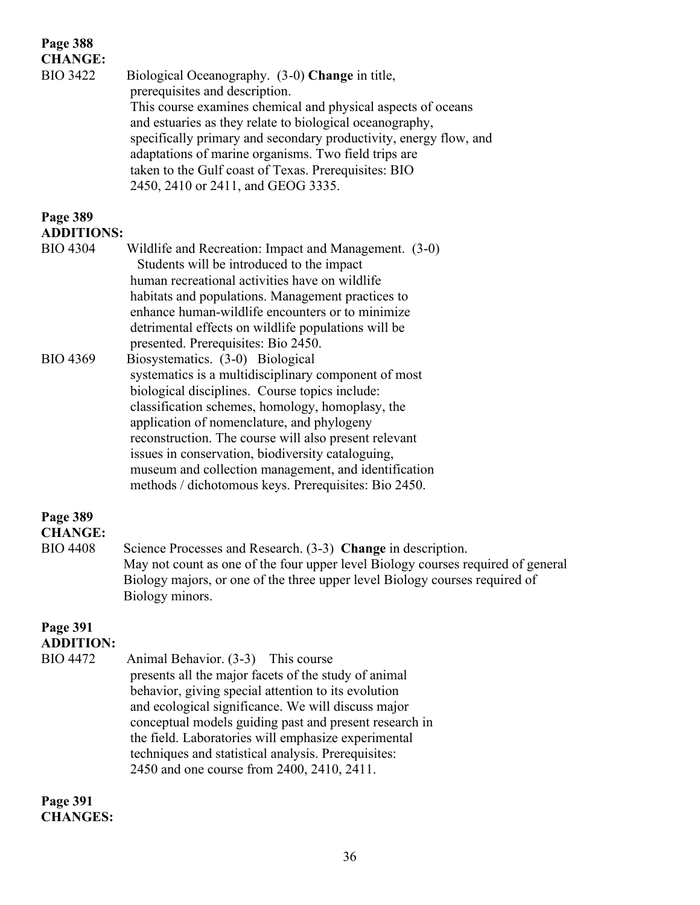**Page 388**
**CHANGE:**

BIO 3422 Biological Oceanography. (3-0) **Change** in title, prerequisites and description.
This course examines chemical and physical aspects of oceans and estuaries as they relate to biological oceanography, specifically primary and secondary productivity, energy flow, and adaptations of marine organisms. Two field trips are taken to the Gulf coast of Texas. Prerequisites: BIO 2450, 2410 or 2411, and GEOG 3335.

**Page 389**
**ADDITIONS:**

BIO 4304 Wildlife and Recreation: Impact and Management. (3-0) Students will be introduced to the impact human recreational activities have on wildlife habitats and populations. Management practices to enhance human-wildlife encounters or to minimize detrimental effects on wildlife populations will be presented. Prerequisites: Bio 2450.

BIO 4369 Biosystematics. (3-0) Biological systematics is a multidisciplinary component of most biological disciplines. Course topics include: classification schemes, homology, homoplasy, the application of nomenclature, and phylogeny reconstruction. The course will also present relevant issues in conservation, biodiversity cataloguing, museum and collection management, and identification methods / dichotomous keys. Prerequisites: Bio 2450.

**Page 389**
**CHANGE:**

BIO 4408 Science Processes and Research. (3-3) **Change** in description.
May not count as one of the four upper level Biology courses required of general Biology majors, or one of the three upper level Biology courses required of Biology minors.

**Page 391**
**ADDITION:**

BIO 4472 Animal Behavior. (3-3) This course presents all the major facets of the study of animal behavior, giving special attention to its evolution and ecological significance. We will discuss major conceptual models guiding past and present research in the field. Laboratories will emphasize experimental techniques and statistical analysis. Prerequisites: 2450 and one course from 2400, 2410, 2411.

**Page 391**
**CHANGES:**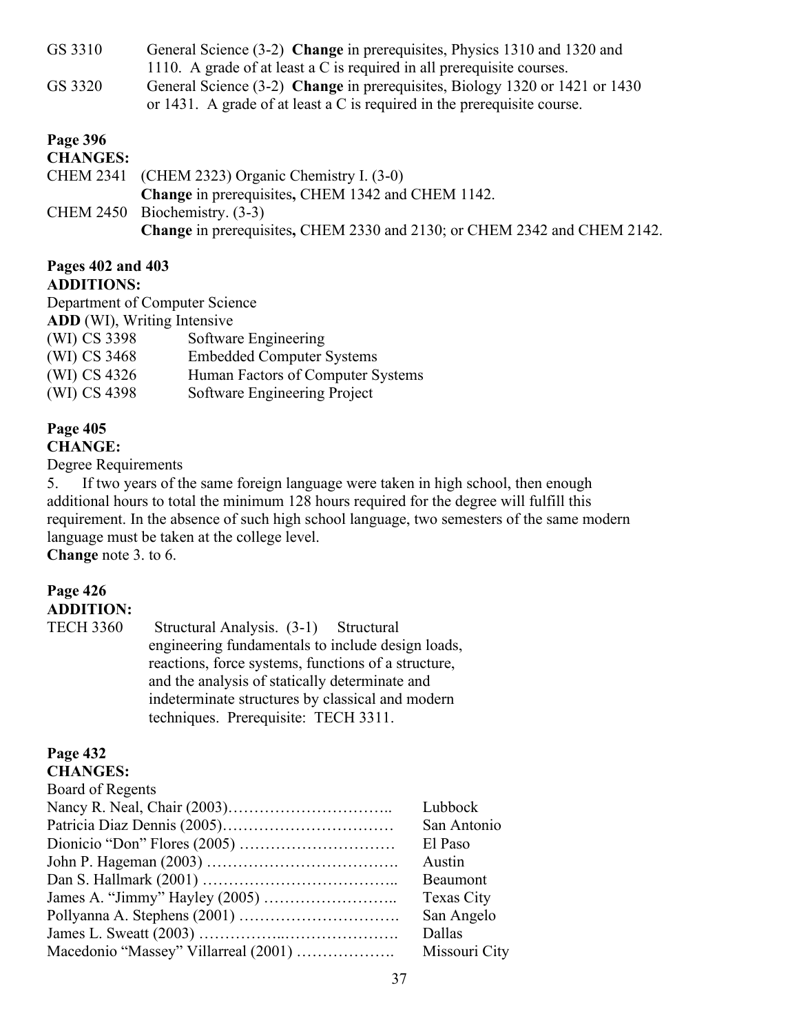GS 3310 General Science (3-2) **Change** in prerequisites, Physics 1310 and 1320 and 1110. A grade of at least a C is required in all prerequisite courses.

GS 3320 General Science (3-2) **Change** in prerequisites, Biology 1320 or 1421 or 1430 or 1431. A grade of at least a C is required in the prerequisite course.

**Page 396**
**CHANGES:**

CHEM 2341 (CHEM 2323) Organic Chemistry I. (3-0)
**Change** in prerequisites**,** CHEM 1342 and CHEM 1142.

CHEM 2450 Biochemistry. (3-3)
**Change** in prerequisites**,** CHEM 2330 and 2130; or CHEM 2342 and CHEM 2142.

**Pages 402 and 403**
**ADDITIONS:**

Department of Computer Science
**ADD** (WI), Writing Intensive

| | |
|---|---|
| (WI) CS 3398 | Software Engineering |
| (WI) CS 3468 | Embedded Computer Systems |
| (WI) CS 4326 | Human Factors of Computer Systems |
| (WI) CS 4398 | Software Engineering Project |

**Page 405**
**CHANGE:**

Degree Requirements

5. If two years of the same foreign language were taken in high school, then enough additional hours to total the minimum 128 hours required for the degree will fulfill this requirement. In the absence of such high school language, two semesters of the same modern language must be taken at the college level.

**Change** note 3. to 6.

**Page 426**
**ADDITION:**

TECH 3360 Structural Analysis. (3-1) Structural engineering fundamentals to include design loads, reactions, force systems, functions of a structure, and the analysis of statically determinate and indeterminate structures by classical and modern techniques. Prerequisite: TECH 3311.

**Page 432**
**CHANGES:**

Board of Regents

| | |
|---|---|
| Nancy R. Neal, Chair (2003)………………………….. | Lubbock |
| Patricia Diaz Dennis (2005)…………………………… | San Antonio |
| Dionicio "Don" Flores (2005) ………………………… | El Paso |
| John P. Hageman (2003) ………………………………. | Austin |
| Dan S. Hallmark (2001) ……………………………….. | Beaumont |
| James A. "Jimmy" Hayley (2005) …………………….. | Texas City |
| Pollyanna A. Stephens (2001) …………………………. | San Angelo |
| James L. Sweatt (2003) ……………..…………………. | Dallas |
| Macedonio "Massey" Villarreal (2001) ………………. | Missouri City |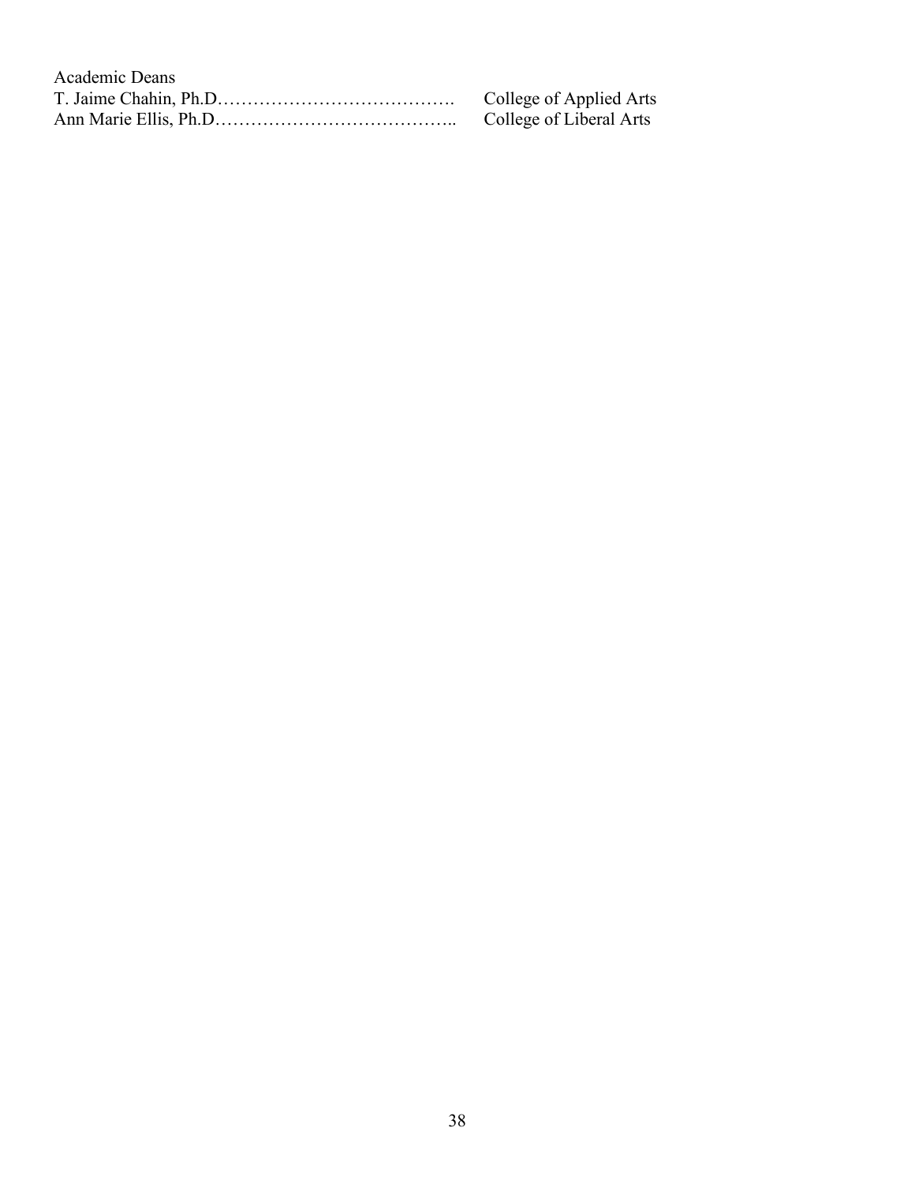Academic Deans

T. Jaime Chahin, Ph.D…………………………………. College of Applied Arts
Ann Marie Ellis, Ph.D………………………………….. College of Liberal Arts